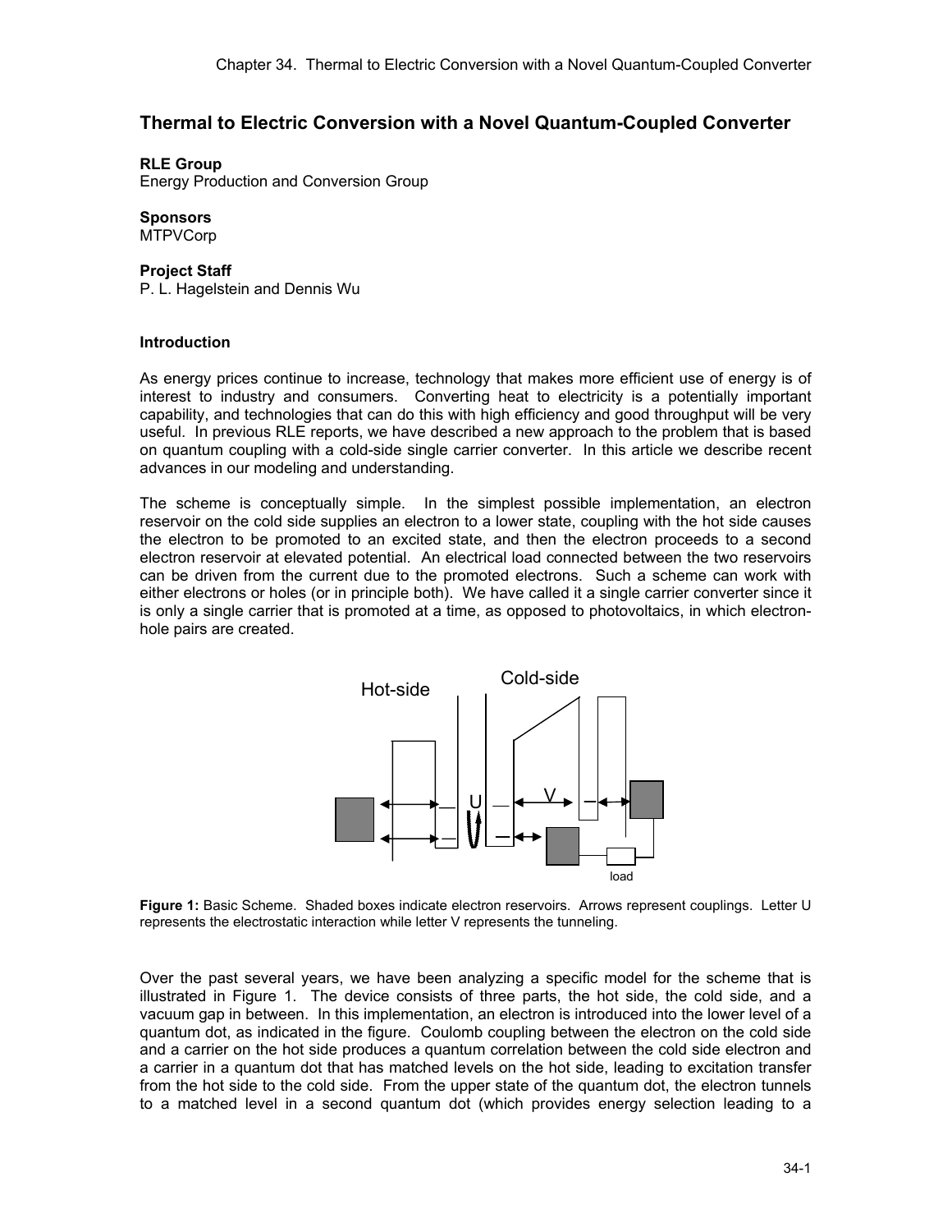# Thermal to Electric Conversion with a Novel Quantum-Coupled Converter

**RLE Group**
Energy Production and Conversion Group

**Sponsors**
MTPVCorp

**Project Staff**
P. L. Hagelstein and Dennis Wu

**Introduction**

As energy prices continue to increase, technology that makes more efficient use of energy is of interest to industry and consumers. Converting heat to electricity is a potentially important capability, and technologies that can do this with high efficiency and good throughput will be very useful. In previous RLE reports, we have described a new approach to the problem that is based on quantum coupling with a cold-side single carrier converter. In this article we describe recent advances in our modeling and understanding.

The scheme is conceptually simple. In the simplest possible implementation, an electron reservoir on the cold side supplies an electron to a lower state, coupling with the hot side causes the electron to be promoted to an excited state, and then the electron proceeds to a second electron reservoir at elevated potential. An electrical load connected between the two reservoirs can be driven from the current due to the promoted electrons. Such a scheme can work with either electrons or holes (or in principle both). We have called it a single carrier converter since it is only a single carrier that is promoted at a time, as opposed to photovoltaics, in which electron-hole pairs are created.

**Figure 1:** Basic Scheme. Shaded boxes indicate electron reservoirs. Arrows represent couplings. Letter U represents the electrostatic interaction while letter V represents the tunneling.

Over the past several years, we have been analyzing a specific model for the scheme that is illustrated in Figure 1. The device consists of three parts, the hot side, the cold side, and a vacuum gap in between. In this implementation, an electron is introduced into the lower level of a quantum dot, as indicated in the figure. Coulomb coupling between the electron on the cold side and a carrier on the hot side produces a quantum correlation between the cold side electron and a carrier in a quantum dot that has matched levels on the hot side, leading to excitation transfer from the hot side to the cold side. From the upper state of the quantum dot, the electron tunnels to a matched level in a second quantum dot (which provides energy selection leading to a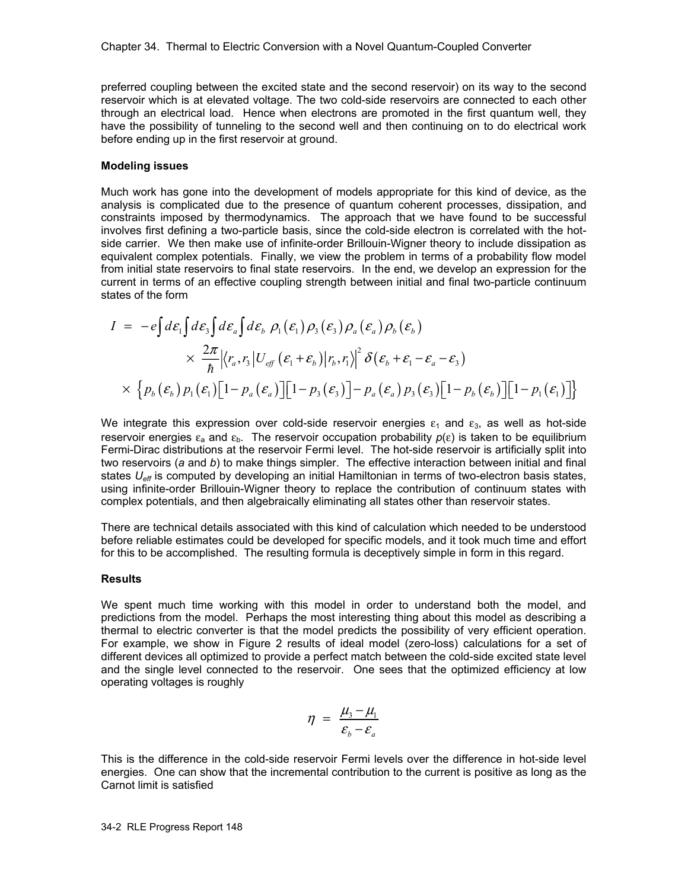preferred coupling between the excited state and the second reservoir) on its way to the second reservoir which is at elevated voltage. The two cold-side reservoirs are connected to each other through an electrical load. Hence when electrons are promoted in the first quantum well, they have the possibility of tunneling to the second well and then continuing on to do electrical work before ending up in the first reservoir at ground.

**Modeling issues**

Much work has gone into the development of models appropriate for this kind of device, as the analysis is complicated due to the presence of quantum coherent processes, dissipation, and constraints imposed by thermodynamics. The approach that we have found to be successful involves first defining a two-particle basis, since the cold-side electron is correlated with the hot-side carrier. We then make use of infinite-order Brillouin-Wigner theory to include dissipation as equivalent complex potentials. Finally, we view the problem in terms of a probability flow model from initial state reservoirs to final state reservoirs. In the end, we develop an expression for the current in terms of an effective coupling strength between initial and final two-particle continuum states of the form

$$
\begin{aligned}
I \;=\; -e\int d\varepsilon_1 \int d\varepsilon_3 \int d\varepsilon_a \int d\varepsilon_b \;\rho_1(\varepsilon_1)\rho_3(\varepsilon_3)\rho_a(\varepsilon_a)\rho_b(\varepsilon_b) \\
\times \frac{2\pi}{\hbar}\left|\langle r_a, r_3 | U_{eff}(\varepsilon_1+\varepsilon_b) | r_b, r_1 \rangle\right|^2 \delta(\varepsilon_b+\varepsilon_1-\varepsilon_a-\varepsilon_3) \\
\times \left\{ p_b(\varepsilon_b)p_1(\varepsilon_1)\left[1-p_a(\varepsilon_a)\right]\left[1-p_3(\varepsilon_3)\right] - p_a(\varepsilon_a)p_3(\varepsilon_3)\left[1-p_b(\varepsilon_b)\right]\left[1-p_1(\varepsilon_1)\right]\right\}
\end{aligned}
$$

We integrate this expression over cold-side reservoir energies $\varepsilon_1$ and $\varepsilon_3$, as well as hot-side reservoir energies $\varepsilon_a$ and $\varepsilon_b$. The reservoir occupation probability $p(\varepsilon)$ is taken to be equilibrium Fermi-Dirac distributions at the reservoir Fermi level. The hot-side reservoir is artificially split into two reservoirs (*a* and *b*) to make things simpler. The effective interaction between initial and final states $U_{eff}$ is computed by developing an initial Hamiltonian in terms of two-electron basis states, using infinite-order Brillouin-Wigner theory to replace the contribution of continuum states with complex potentials, and then algebraically eliminating all states other than reservoir states.

There are technical details associated with this kind of calculation which needed to be understood before reliable estimates could be developed for specific models, and it took much time and effort for this to be accomplished. The resulting formula is deceptively simple in form in this regard.

**Results**

We spent much time working with this model in order to understand both the model, and predictions from the model. Perhaps the most interesting thing about this model as describing a thermal to electric converter is that the model predicts the possibility of very efficient operation. For example, we show in Figure 2 results of ideal model (zero-loss) calculations for a set of different devices all optimized to provide a perfect match between the cold-side excited state level and the single level connected to the reservoir. One sees that the optimized efficiency at low operating voltages is roughly

$$
\eta \;=\; \frac{\mu_3-\mu_1}{\varepsilon_b-\varepsilon_a}
$$

This is the difference in the cold-side reservoir Fermi levels over the difference in hot-side level energies. One can show that the incremental contribution to the current is positive as long as the Carnot limit is satisfied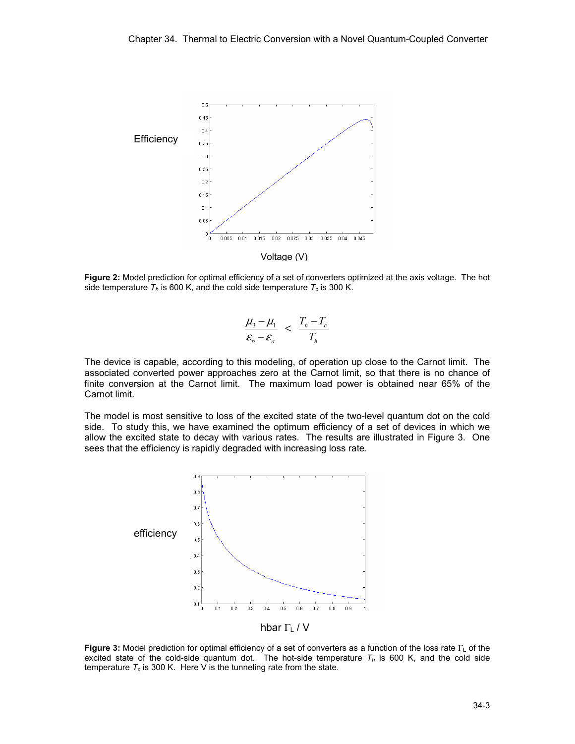**Figure 2:** Model prediction for optimal efficiency of a set of converters optimized at the axis voltage. The hot side temperature $T_h$ is 600 K, and the cold side temperature $T_c$ is 300 K.

$$\frac{\mu_3 - \mu_1}{\varepsilon_b - \varepsilon_a} < \frac{T_h - T_c}{T_h}$$

The device is capable, according to this modeling, of operation up close to the Carnot limit. The associated converted power approaches zero at the Carnot limit, so that there is no chance of finite conversion at the Carnot limit. The maximum load power is obtained near 65% of the Carnot limit.

The model is most sensitive to loss of the excited state of the two-level quantum dot on the cold side. To study this, we have examined the optimum efficiency of a set of devices in which we allow the excited state to decay with various rates. The results are illustrated in Figure 3. One sees that the efficiency is rapidly degraded with increasing loss rate.

**Figure 3:** Model prediction for optimal efficiency of a set of converters as a function of the loss rate $\Gamma_L$ of the excited state of the cold-side quantum dot. The hot-side temperature $T_h$ is 600 K, and the cold side temperature $T_c$ is 300 K. Here V is the tunneling rate from the state.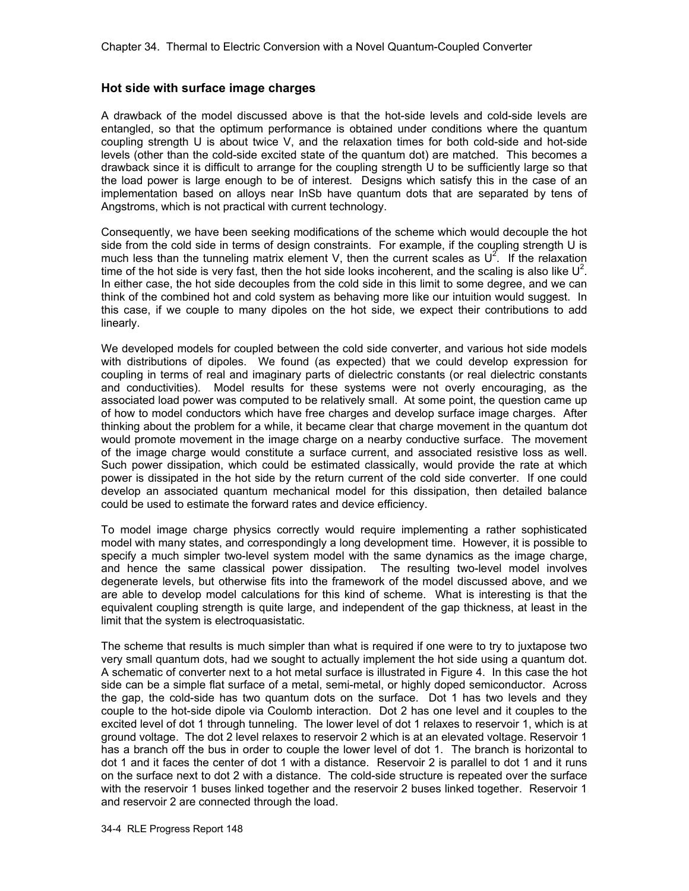## Hot side with surface image charges

A drawback of the model discussed above is that the hot-side levels and cold-side levels are entangled, so that the optimum performance is obtained under conditions where the quantum coupling strength U is about twice V, and the relaxation times for both cold-side and hot-side levels (other than the cold-side excited state of the quantum dot) are matched. This becomes a drawback since it is difficult to arrange for the coupling strength U to be sufficiently large so that the load power is large enough to be of interest. Designs which satisfy this in the case of an implementation based on alloys near InSb have quantum dots that are separated by tens of Angstroms, which is not practical with current technology.

Consequently, we have been seeking modifications of the scheme which would decouple the hot side from the cold side in terms of design constraints. For example, if the coupling strength U is much less than the tunneling matrix element V, then the current scales as $U^2$. If the relaxation time of the hot side is very fast, then the hot side looks incoherent, and the scaling is also like $U^2$. In either case, the hot side decouples from the cold side in this limit to some degree, and we can think of the combined hot and cold system as behaving more like our intuition would suggest. In this case, if we couple to many dipoles on the hot side, we expect their contributions to add linearly.

We developed models for coupled between the cold side converter, and various hot side models with distributions of dipoles. We found (as expected) that we could develop expression for coupling in terms of real and imaginary parts of dielectric constants (or real dielectric constants and conductivities). Model results for these systems were not overly encouraging, as the associated load power was computed to be relatively small. At some point, the question came up of how to model conductors which have free charges and develop surface image charges. After thinking about the problem for a while, it became clear that charge movement in the quantum dot would promote movement in the image charge on a nearby conductive surface. The movement of the image charge would constitute a surface current, and associated resistive loss as well. Such power dissipation, which could be estimated classically, would provide the rate at which power is dissipated in the hot side by the return current of the cold side converter. If one could develop an associated quantum mechanical model for this dissipation, then detailed balance could be used to estimate the forward rates and device efficiency.

To model image charge physics correctly would require implementing a rather sophisticated model with many states, and correspondingly a long development time. However, it is possible to specify a much simpler two-level system model with the same dynamics as the image charge, and hence the same classical power dissipation. The resulting two-level model involves degenerate levels, but otherwise fits into the framework of the model discussed above, and we are able to develop model calculations for this kind of scheme. What is interesting is that the equivalent coupling strength is quite large, and independent of the gap thickness, at least in the limit that the system is electroquasistatic.

The scheme that results is much simpler than what is required if one were to try to juxtapose two very small quantum dots, had we sought to actually implement the hot side using a quantum dot. A schematic of converter next to a hot metal surface is illustrated in Figure 4. In this case the hot side can be a simple flat surface of a metal, semi-metal, or highly doped semiconductor. Across the gap, the cold-side has two quantum dots on the surface. Dot 1 has two levels and they couple to the hot-side dipole via Coulomb interaction. Dot 2 has one level and it couples to the excited level of dot 1 through tunneling. The lower level of dot 1 relaxes to reservoir 1, which is at ground voltage. The dot 2 level relaxes to reservoir 2 which is at an elevated voltage. Reservoir 1 has a branch off the bus in order to couple the lower level of dot 1. The branch is horizontal to dot 1 and it faces the center of dot 1 with a distance. Reservoir 2 is parallel to dot 1 and it runs on the surface next to dot 2 with a distance. The cold-side structure is repeated over the surface with the reservoir 1 buses linked together and the reservoir 2 buses linked together. Reservoir 1 and reservoir 2 are connected through the load.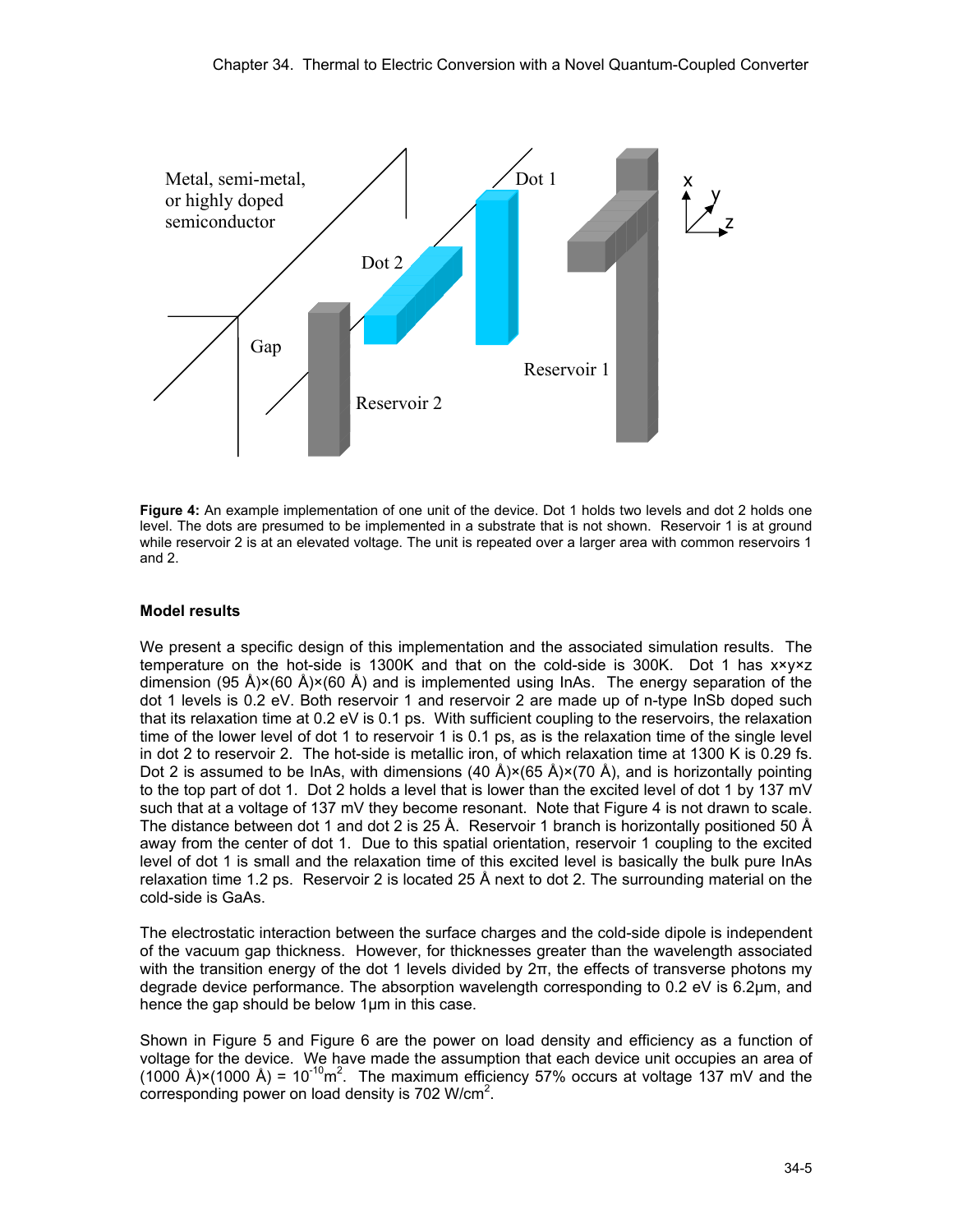Metal, semi-metal, or highly doped semiconductor

Dot 1

Dot 2

Gap

Reservoir 1

Reservoir 2

x y z

**Figure 4:** An example implementation of one unit of the device. Dot 1 holds two levels and dot 2 holds one level. The dots are presumed to be implemented in a substrate that is not shown. Reservoir 1 is at ground while reservoir 2 is at an elevated voltage. The unit is repeated over a larger area with common reservoirs 1 and 2.

### Model results

We present a specific design of this implementation and the associated simulation results. The temperature on the hot-side is 1300K and that on the cold-side is 300K. Dot 1 has x×y×z dimension (95 Å)×(60 Å)×(60 Å) and is implemented using InAs. The energy separation of the dot 1 levels is 0.2 eV. Both reservoir 1 and reservoir 2 are made up of n-type InSb doped such that its relaxation time at 0.2 eV is 0.1 ps. With sufficient coupling to the reservoirs, the relaxation time of the lower level of dot 1 to reservoir 1 is 0.1 ps, as is the relaxation time of the single level in dot 2 to reservoir 2. The hot-side is metallic iron, of which relaxation time at 1300 K is 0.29 fs. Dot 2 is assumed to be InAs, with dimensions (40 Å)×(65 Å)×(70 Å), and is horizontally pointing to the top part of dot 1. Dot 2 holds a level that is lower than the excited level of dot 1 by 137 mV such that at a voltage of 137 mV they become resonant. Note that Figure 4 is not drawn to scale. The distance between dot 1 and dot 2 is 25 Å. Reservoir 1 branch is horizontally positioned 50 Å away from the center of dot 1. Due to this spatial orientation, reservoir 1 coupling to the excited level of dot 1 is small and the relaxation time of this excited level is basically the bulk pure InAs relaxation time 1.2 ps. Reservoir 2 is located 25 Å next to dot 2. The surrounding material on the cold-side is GaAs.

The electrostatic interaction between the surface charges and the cold-side dipole is independent of the vacuum gap thickness. However, for thicknesses greater than the wavelength associated with the transition energy of the dot 1 levels divided by $2\pi$, the effects of transverse photons my degrade device performance. The absorption wavelength corresponding to 0.2 eV is 6.2μm, and hence the gap should be below 1μm in this case.

Shown in Figure 5 and Figure 6 are the power on load density and efficiency as a function of voltage for the device. We have made the assumption that each device unit occupies an area of (1000 Å)×(1000 Å) = $10^{-10}$m$^2$. The maximum efficiency 57% occurs at voltage 137 mV and the corresponding power on load density is 702 W/cm$^2$.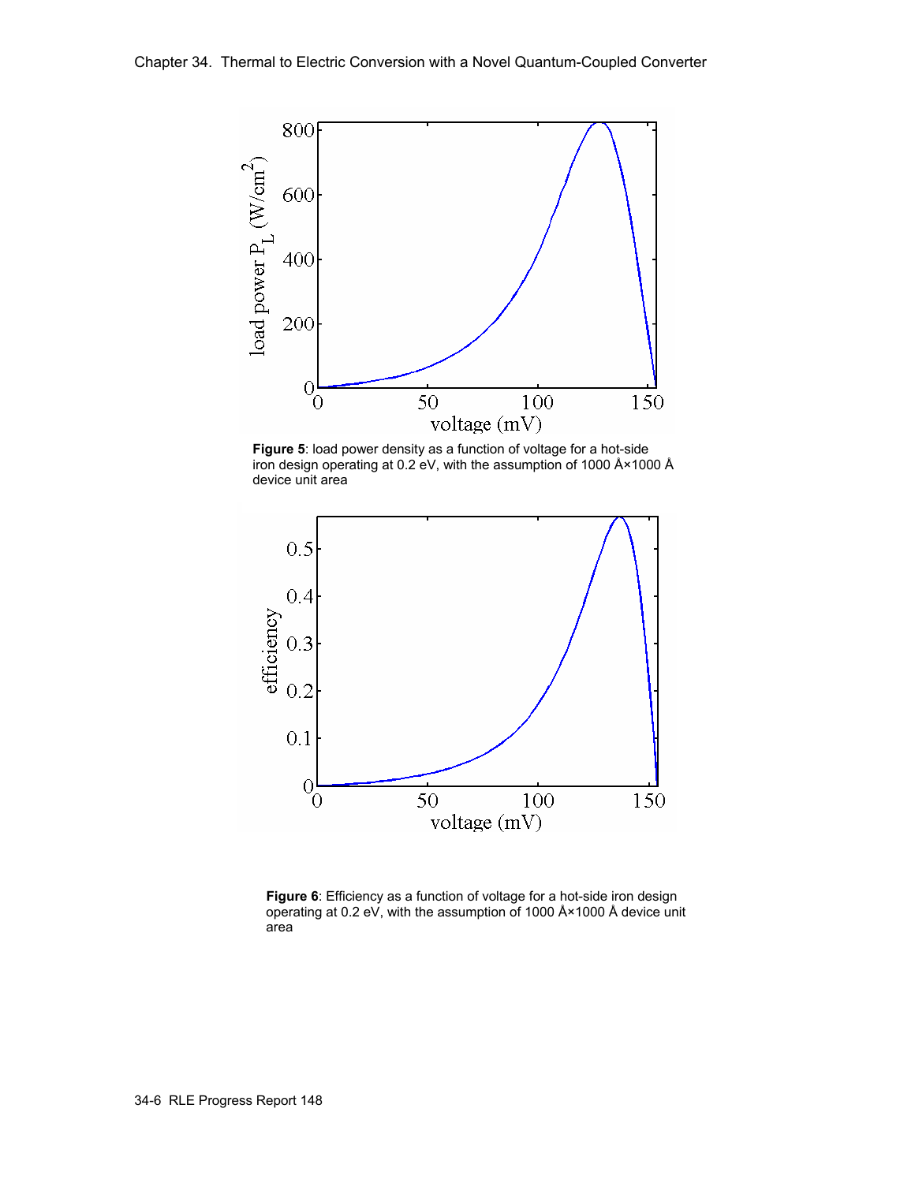**Figure 5**: load power density as a function of voltage for a hot-side iron design operating at 0.2 eV, with the assumption of 1000 Å×1000 Å device unit area

**Figure 6**: Efficiency as a function of voltage for a hot-side iron design operating at 0.2 eV, with the assumption of 1000 Å×1000 Å device unit area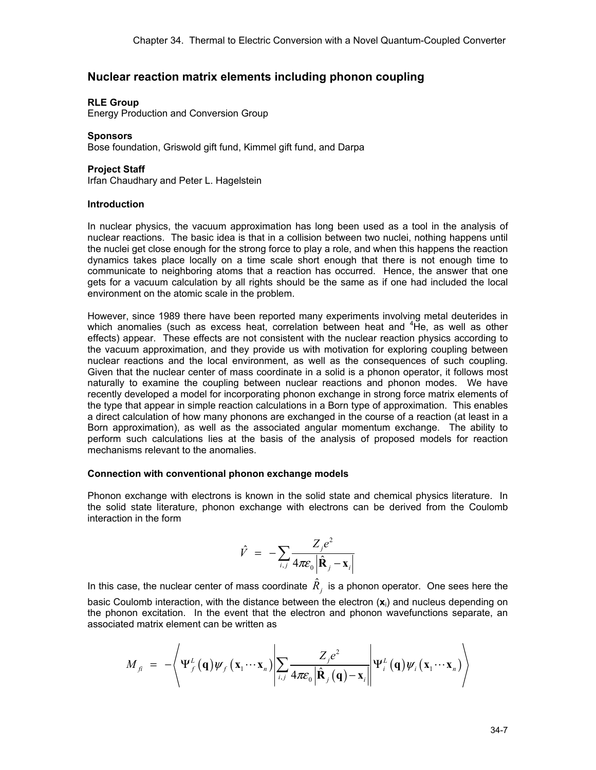## Nuclear reaction matrix elements including phonon coupling

**RLE Group**

Energy Production and Conversion Group

**Sponsors**

Bose foundation, Griswold gift fund, Kimmel gift fund, and Darpa

**Project Staff**

Irfan Chaudhary and Peter L. Hagelstein

**Introduction**

In nuclear physics, the vacuum approximation has long been used as a tool in the analysis of nuclear reactions. The basic idea is that in a collision between two nuclei, nothing happens until the nuclei get close enough for the strong force to play a role, and when this happens the reaction dynamics takes place locally on a time scale short enough that there is not enough time to communicate to neighboring atoms that a reaction has occurred. Hence, the answer that one gets for a vacuum calculation by all rights should be the same as if one had included the local environment on the atomic scale in the problem.

However, since 1989 there have been reported many experiments involving metal deuterides in which anomalies (such as excess heat, correlation between heat and $^4$He, as well as other effects) appear. These effects are not consistent with the nuclear reaction physics according to the vacuum approximation, and they provide us with motivation for exploring coupling between nuclear reactions and the local environment, as well as the consequences of such coupling. Given that the nuclear center of mass coordinate in a solid is a phonon operator, it follows most naturally to examine the coupling between nuclear reactions and phonon modes. We have recently developed a model for incorporating phonon exchange in strong force matrix elements of the type that appear in simple reaction calculations in a Born type of approximation. This enables a direct calculation of how many phonons are exchanged in the course of a reaction (at least in a Born approximation), as well as the associated angular momentum exchange. The ability to perform such calculations lies at the basis of the analysis of proposed models for reaction mechanisms relevant to the anomalies.

**Connection with conventional phonon exchange models**

Phonon exchange with electrons is known in the solid state and chemical physics literature. In the solid state literature, phonon exchange with electrons can be derived from the Coulomb interaction in the form

$$\hat{V} = -\sum_{i,j} \frac{Z_j e^2}{4\pi\varepsilon_0 \left|\hat{\mathbf{R}}_j - \mathbf{x}_i\right|}$$

In this case, the nuclear center of mass coordinate $\hat{R}_j$ is a phonon operator. One sees here the basic Coulomb interaction, with the distance between the electron ($\mathbf{x}_i$) and nucleus depending on the phonon excitation. In the event that the electron and phonon wavefunctions separate, an associated matrix element can be written as

$$M_{fi} = -\left\langle \Psi_f^L(\mathbf{q})\psi_f(\mathbf{x}_1\cdots\mathbf{x}_n) \left| \sum_{i,j} \frac{Z_j e^2}{4\pi\varepsilon_0 \left|\hat{\mathbf{R}}_j(\mathbf{q}) - \mathbf{x}_i\right|} \right| \Psi_i^L(\mathbf{q})\psi_i(\mathbf{x}_1\cdots\mathbf{x}_n) \right\rangle$$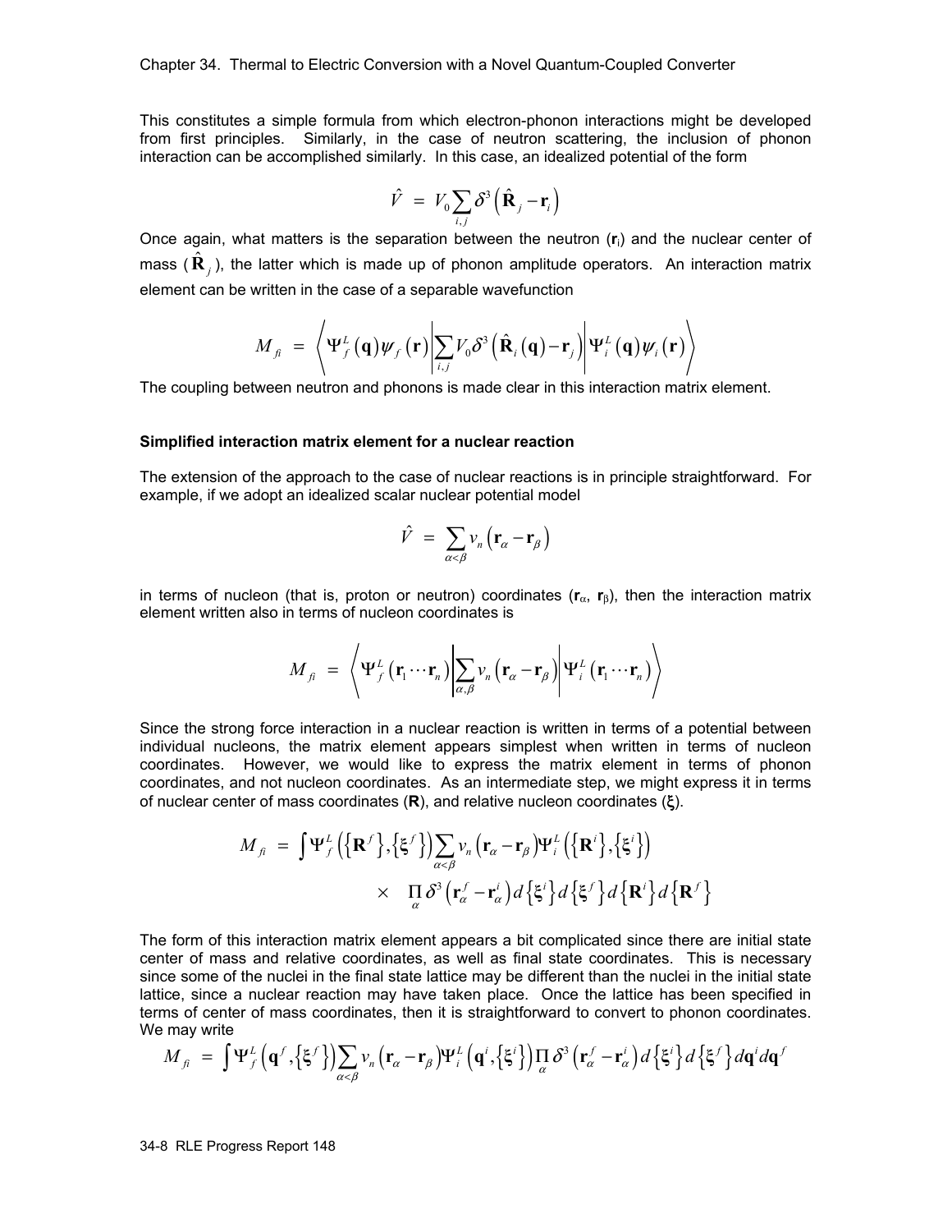This constitutes a simple formula from which electron-phonon interactions might be developed from first principles. Similarly, in the case of neutron scattering, the inclusion of phonon interaction can be accomplished similarly. In this case, an idealized potential of the form

$$\hat{V} = V_0 \sum_{i,j} \delta^3\left(\hat{\mathbf{R}}_j - \mathbf{r}_i\right)$$

Once again, what matters is the separation between the neutron ($\mathbf{r}_i$) and the nuclear center of mass ($\hat{\mathbf{R}}_j$), the latter which is made up of phonon amplitude operators. An interaction matrix element can be written in the case of a separable wavefunction

$$M_{fi} = \left\langle \Psi_f^L(\mathbf{q})\psi_f(\mathbf{r}) \left| \sum_{i,j} V_0 \delta^3\left(\hat{\mathbf{R}}_i(\mathbf{q}) - \mathbf{r}_j\right) \right| \Psi_i^L(\mathbf{q})\psi_i(\mathbf{r}) \right\rangle$$

The coupling between neutron and phonons is made clear in this interaction matrix element.

### Simplified interaction matrix element for a nuclear reaction

The extension of the approach to the case of nuclear reactions is in principle straightforward. For example, if we adopt an idealized scalar nuclear potential model

$$\hat{V} = \sum_{\alpha<\beta} v_n\left(\mathbf{r}_\alpha - \mathbf{r}_\beta\right)$$

in terms of nucleon (that is, proton or neutron) coordinates ($\mathbf{r}_\alpha$, $\mathbf{r}_\beta$), then the interaction matrix element written also in terms of nucleon coordinates is

$$M_{fi} = \left\langle \Psi_f^L(\mathbf{r}_1 \cdots \mathbf{r}_n) \left| \sum_{\alpha,\beta} v_n\left(\mathbf{r}_\alpha - \mathbf{r}_\beta\right) \right| \Psi_i^L(\mathbf{r}_1 \cdots \mathbf{r}_n) \right\rangle$$

Since the strong force interaction in a nuclear reaction is written in terms of a potential between individual nucleons, the matrix element appears simplest when written in terms of nucleon coordinates. However, we would like to express the matrix element in terms of phonon coordinates, and not nucleon coordinates. As an intermediate step, we might express it in terms of nuclear center of mass coordinates ($\mathbf{R}$), and relative nucleon coordinates ($\boldsymbol{\xi}$).

$$M_{fi} = \int \Psi_f^L\left(\left\{\mathbf{R}^f\right\},\left\{\boldsymbol{\xi}^f\right\}\right) \sum_{\alpha<\beta} v_n\left(\mathbf{r}_\alpha - \mathbf{r}_\beta\right) \Psi_i^L\left(\left\{\mathbf{R}^i\right\},\left\{\boldsymbol{\xi}^i\right\}\right) \times \prod_\alpha \delta^3\left(\mathbf{r}_\alpha^f - \mathbf{r}_\alpha^i\right) d\left\{\boldsymbol{\xi}^i\right\} d\left\{\boldsymbol{\xi}^f\right\} d\left\{\mathbf{R}^i\right\} d\left\{\mathbf{R}^f\right\}$$

The form of this interaction matrix element appears a bit complicated since there are initial state center of mass and relative coordinates, as well as final state coordinates. This is necessary since some of the nuclei in the final state lattice may be different than the nuclei in the initial state lattice, since a nuclear reaction may have taken place. Once the lattice has been specified in terms of center of mass coordinates, then it is straightforward to convert to phonon coordinates. We may write

$$M_{fi} = \int \Psi_f^L\left(\mathbf{q}^f,\left\{\boldsymbol{\xi}^f\right\}\right) \sum_{\alpha<\beta} v_n\left(\mathbf{r}_\alpha - \mathbf{r}_\beta\right) \Psi_i^L\left(\mathbf{q}^i,\left\{\boldsymbol{\xi}^i\right\}\right) \prod_\alpha \delta^3\left(\mathbf{r}_\alpha^f - \mathbf{r}_\alpha^i\right) d\left\{\boldsymbol{\xi}^i\right\} d\left\{\boldsymbol{\xi}^f\right\} d\mathbf{q}^i d\mathbf{q}^f$$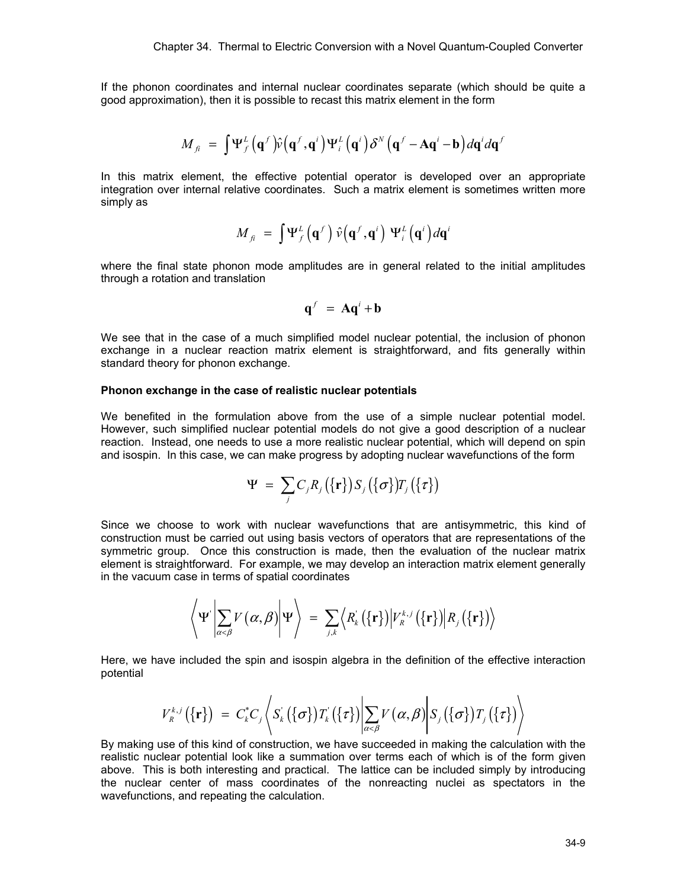If the phonon coordinates and internal nuclear coordinates separate (which should be quite a good approximation), then it is possible to recast this matrix element in the form

$$M_{fi} = \int \Psi_f^L\left(\mathbf{q}^f\right)\hat{v}\left(\mathbf{q}^f, \mathbf{q}^i\right)\Psi_i^L\left(\mathbf{q}^i\right)\delta^N\left(\mathbf{q}^f - \mathbf{A}\mathbf{q}^i - \mathbf{b}\right)d\mathbf{q}^i d\mathbf{q}^f$$

In this matrix element, the effective potential operator is developed over an appropriate integration over internal relative coordinates. Such a matrix element is sometimes written more simply as

$$M_{fi} = \int \Psi_f^L\left(\mathbf{q}^f\right)\,\hat{v}\left(\mathbf{q}^f, \mathbf{q}^i\right)\,\Psi_i^L\left(\mathbf{q}^i\right)d\mathbf{q}^i$$

where the final state phonon mode amplitudes are in general related to the initial amplitudes through a rotation and translation

$$\mathbf{q}^f = \mathbf{A}\mathbf{q}^i + \mathbf{b}$$

We see that in the case of a much simplified model nuclear potential, the inclusion of phonon exchange in a nuclear reaction matrix element is straightforward, and fits generally within standard theory for phonon exchange.

**Phonon exchange in the case of realistic nuclear potentials**

We benefited in the formulation above from the use of a simple nuclear potential model. However, such simplified nuclear potential models do not give a good description of a nuclear reaction. Instead, one needs to use a more realistic nuclear potential, which will depend on spin and isospin. In this case, we can make progress by adopting nuclear wavefunctions of the form

$$\Psi = \sum_j C_j R_j\left(\{\mathbf{r}\}\right)S_j\left(\{\sigma\}\right)T_j\left(\{\tau\}\right)$$

Since we choose to work with nuclear wavefunctions that are antisymmetric, this kind of construction must be carried out using basis vectors of operators that are representations of the symmetric group. Once this construction is made, then the evaluation of the nuclear matrix element is straightforward. For example, we may develop an interaction matrix element generally in the vacuum case in terms of spatial coordinates

$$\left\langle \Psi' \left| \sum_{\alpha<\beta} V(\alpha,\beta) \right| \Psi \right\rangle = \sum_{j,k} \left\langle R_k'\left(\{\mathbf{r}\}\right) \left| V_R^{k,j}\left(\{\mathbf{r}\}\right) \right| R_j\left(\{\mathbf{r}\}\right) \right\rangle$$

Here, we have included the spin and isospin algebra in the definition of the effective interaction potential

$$V_R^{k,j}\left(\{\mathbf{r}\}\right) = C_k^* C_j \left\langle S_k'\left(\{\sigma\}\right)T_k'\left(\{\tau\}\right) \left| \sum_{\alpha<\beta} V(\alpha,\beta) \right| S_j\left(\{\sigma\}\right)T_j\left(\{\tau\}\right) \right\rangle$$

By making use of this kind of construction, we have succeeded in making the calculation with the realistic nuclear potential look like a summation over terms each of which is of the form given above. This is both interesting and practical. The lattice can be included simply by introducing the nuclear center of mass coordinates of the nonreacting nuclei as spectators in the wavefunctions, and repeating the calculation.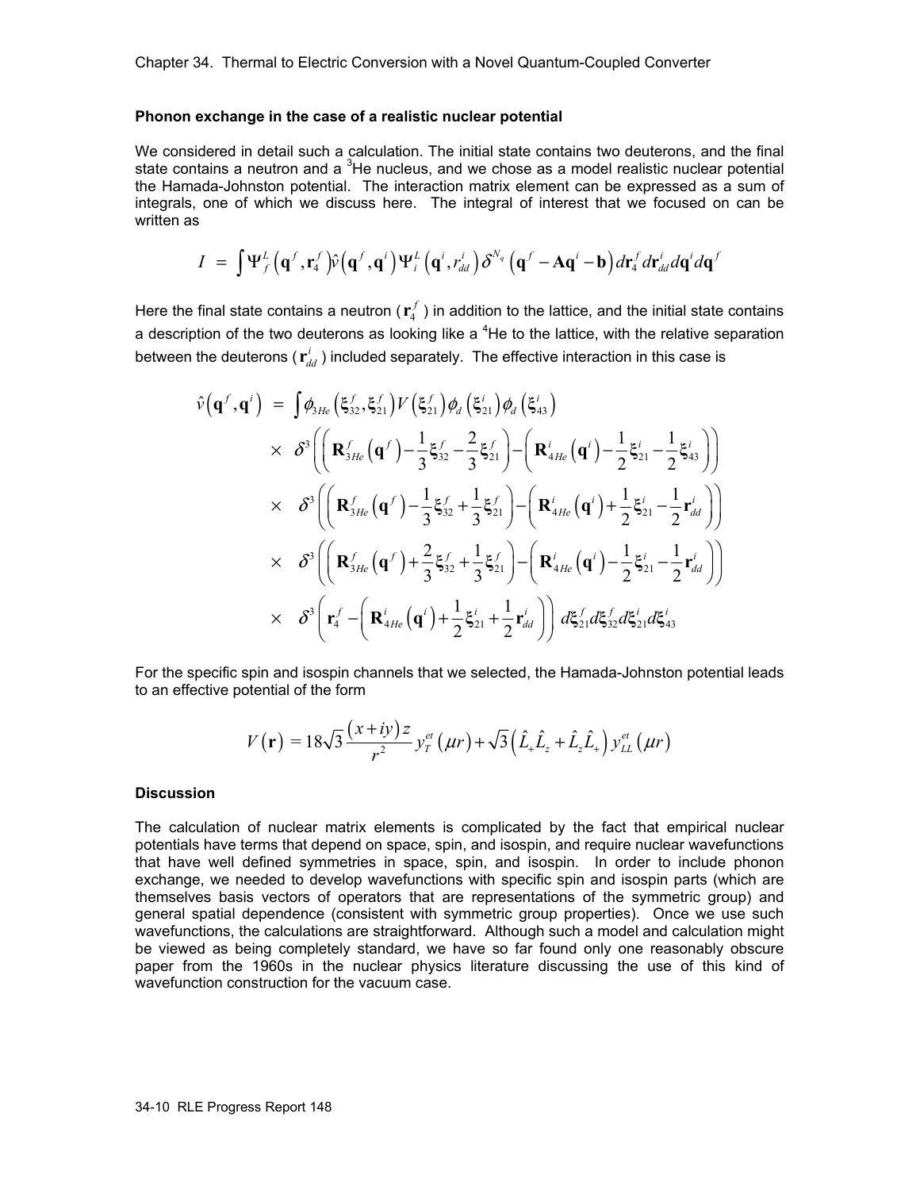### Phonon exchange in the case of a realistic nuclear potential

We considered in detail such a calculation. The initial state contains two deuterons, and the final state contains a neutron and a $^3$He nucleus, and we chose as a model realistic nuclear potential the Hamada-Johnston potential. The interaction matrix element can be expressed as a sum of integrals, one of which we discuss here. The integral of interest that we focused on can be written as

$$I = \int \Psi_f^L\left(\mathbf{q}^f, \mathbf{r}_4^f\right) \hat{v}\left(\mathbf{q}^f, \mathbf{q}^i\right) \Psi_i^L\left(\mathbf{q}^i, r_{dd}^i\right) \delta^{N_q}\left(\mathbf{q}^f - \mathbf{A}\mathbf{q}^i - \mathbf{b}\right) d\mathbf{r}_4^f d\mathbf{r}_{dd}^i d\mathbf{q}^i d\mathbf{q}^f$$

Here the final state contains a neutron ($\mathbf{r}_4^f$) in addition to the lattice, and the initial state contains a description of the two deuterons as looking like a $^4$He to the lattice, with the relative separation between the deuterons ($\mathbf{r}_{dd}^i$) included separately. The effective interaction in this case is

$$\begin{aligned}
\hat{v}\left(\mathbf{q}^f, \mathbf{q}^i\right) = & \int \phi_{3He}\left(\xi_{32}^f, \xi_{21}^f\right) V\left(\xi_{21}^f\right) \phi_d\left(\xi_{21}^i\right) \phi_d\left(\xi_{43}^i\right) \\
& \times \delta^3\left(\left(\mathbf{R}_{3He}^f\left(\mathbf{q}^f\right) - \frac{1}{3}\xi_{32}^f - \frac{2}{3}\xi_{21}^f\right) - \left(\mathbf{R}_{4He}^i\left(\mathbf{q}^i\right) - \frac{1}{2}\xi_{21}^i - \frac{1}{2}\xi_{43}^i\right)\right) \\
& \times \delta^3\left(\left(\mathbf{R}_{3He}^f\left(\mathbf{q}^f\right) - \frac{1}{3}\xi_{32}^f + \frac{1}{3}\xi_{21}^f\right) - \left(\mathbf{R}_{4He}^i\left(\mathbf{q}^i\right) + \frac{1}{2}\xi_{21}^i - \frac{1}{2}\mathbf{r}_{dd}^i\right)\right) \\
& \times \delta^3\left(\left(\mathbf{R}_{3He}^f\left(\mathbf{q}^f\right) + \frac{2}{3}\xi_{32}^f + \frac{1}{3}\xi_{21}^f\right) - \left(\mathbf{R}_{4He}^i\left(\mathbf{q}^i\right) - \frac{1}{2}\xi_{21}^i - \frac{1}{2}\mathbf{r}_{dd}^i\right)\right) \\
& \times \delta^3\left(\mathbf{r}_4^f - \left(\mathbf{R}_{4He}^i\left(\mathbf{q}^i\right) + \frac{1}{2}\xi_{21}^i + \frac{1}{2}\mathbf{r}_{dd}^i\right)\right) d\xi_{21}^f d\xi_{32}^f d\xi_{21}^i d\xi_{43}^i
\end{aligned}$$

For the specific spin and isospin channels that we selected, the Hamada-Johnston potential leads to an effective potential of the form

$$V(\mathbf{r}) = 18\sqrt{3}\frac{(x+iy)z}{r^2} y_T^{et}(\mu r) + \sqrt{3}\left(\hat{L}_+\hat{L}_z + \hat{L}_z\hat{L}_+\right) y_{LL}^{et}(\mu r)$$

### Discussion

The calculation of nuclear matrix elements is complicated by the fact that empirical nuclear potentials have terms that depend on space, spin, and isospin, and require nuclear wavefunctions that have well defined symmetries in space, spin, and isospin. In order to include phonon exchange, we needed to develop wavefunctions with specific spin and isospin parts (which are themselves basis vectors of operators that are representations of the symmetric group) and general spatial dependence (consistent with symmetric group properties). Once we use such wavefunctions, the calculations are straightforward. Although such a model and calculation might be viewed as being completely standard, we have so far found only one reasonably obscure paper from the 1960s in the nuclear physics literature discussing the use of this kind of wavefunction construction for the vacuum case.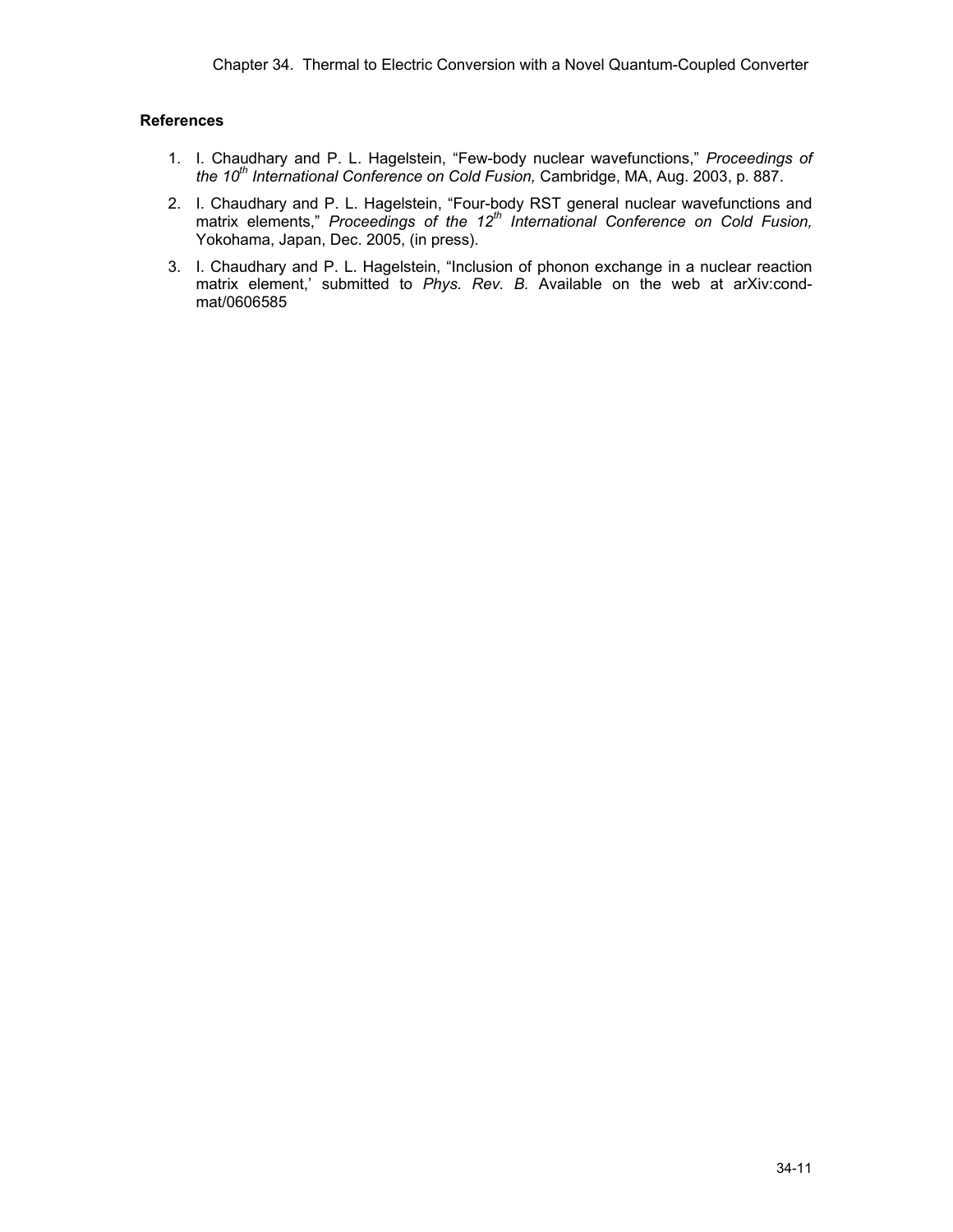### References

1. I. Chaudhary and P. L. Hagelstein, "Few-body nuclear wavefunctions," *Proceedings of the 10th International Conference on Cold Fusion,* Cambridge, MA, Aug. 2003, p. 887.
2. I. Chaudhary and P. L. Hagelstein, "Four-body RST general nuclear wavefunctions and matrix elements," *Proceedings of the 12th International Conference on Cold Fusion,* Yokohama, Japan, Dec. 2005, (in press).
3. I. Chaudhary and P. L. Hagelstein, "Inclusion of phonon exchange in a nuclear reaction matrix element,' submitted to *Phys. Rev. B.* Available on the web at arXiv:cond-mat/0606585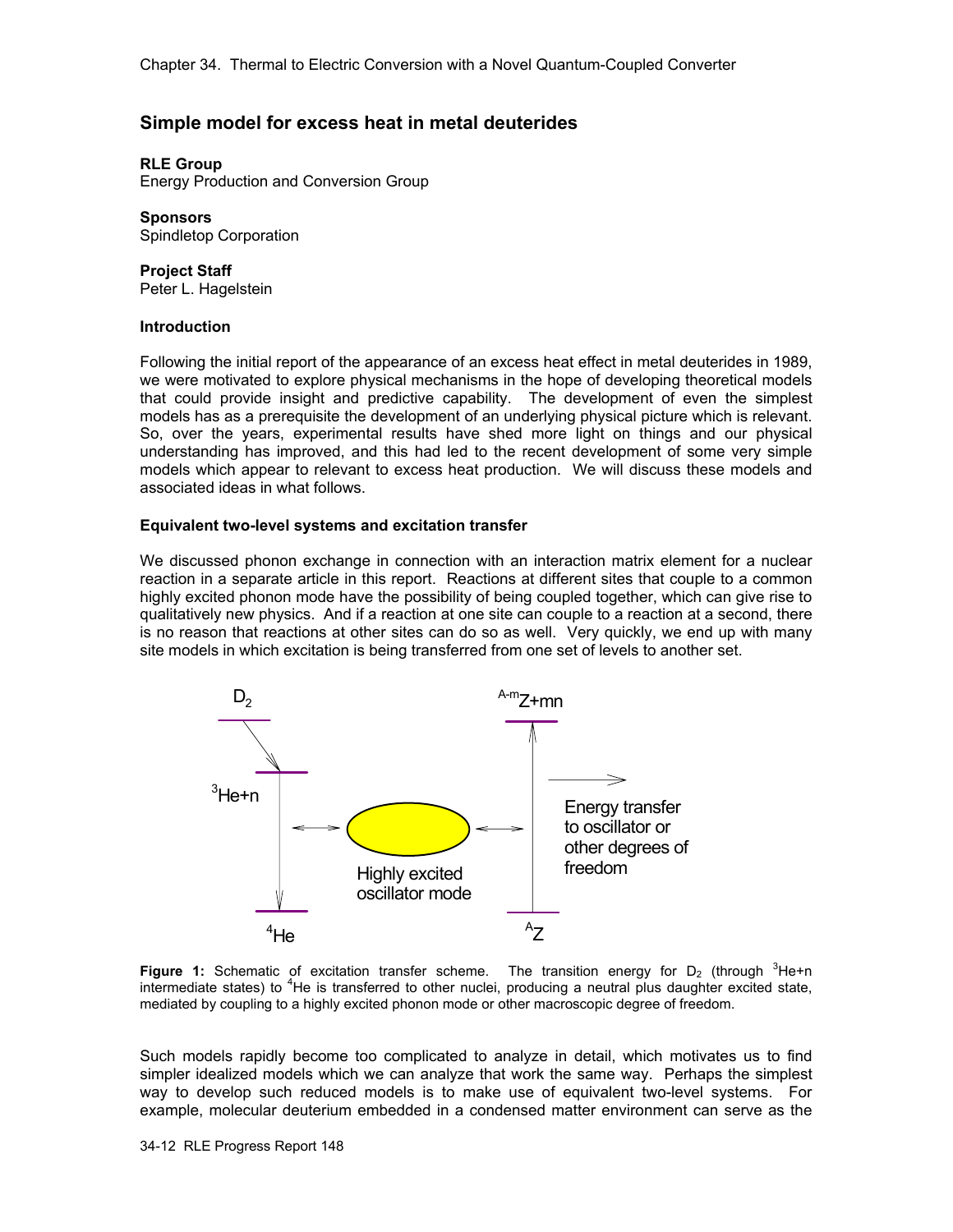## Simple model for excess heat in metal deuterides

**RLE Group**
Energy Production and Conversion Group

**Sponsors**
Spindletop Corporation

**Project Staff**
Peter L. Hagelstein

### Introduction

Following the initial report of the appearance of an excess heat effect in metal deuterides in 1989, we were motivated to explore physical mechanisms in the hope of developing theoretical models that could provide insight and predictive capability. The development of even the simplest models has as a prerequisite the development of an underlying physical picture which is relevant. So, over the years, experimental results have shed more light on things and our physical understanding has improved, and this had led to the recent development of some very simple models which appear to relevant to excess heat production. We will discuss these models and associated ideas in what follows.

#### Equivalent two-level systems and excitation transfer

We discussed phonon exchange in connection with an interaction matrix element for a nuclear reaction in a separate article in this report. Reactions at different sites that couple to a common highly excited phonon mode have the possibility of being coupled together, which can give rise to qualitatively new physics. And if a reaction at one site can couple to a reaction at a second, there is no reason that reactions at other sites can do so as well. Very quickly, we end up with many site models in which excitation is being transferred from one set of levels to another set.

**Figure 1:** Schematic of excitation transfer scheme. The transition energy for $D_2$ (through $^3He$+n intermediate states) to $^4He$ is transferred to other nuclei, producing a neutral plus daughter excited state, mediated by coupling to a highly excited phonon mode or other macroscopic degree of freedom.

Such models rapidly become too complicated to analyze in detail, which motivates us to find simpler idealized models which we can analyze that work the same way. Perhaps the simplest way to develop such reduced models is to make use of equivalent two-level systems. For example, molecular deuterium embedded in a condensed matter environment can serve as the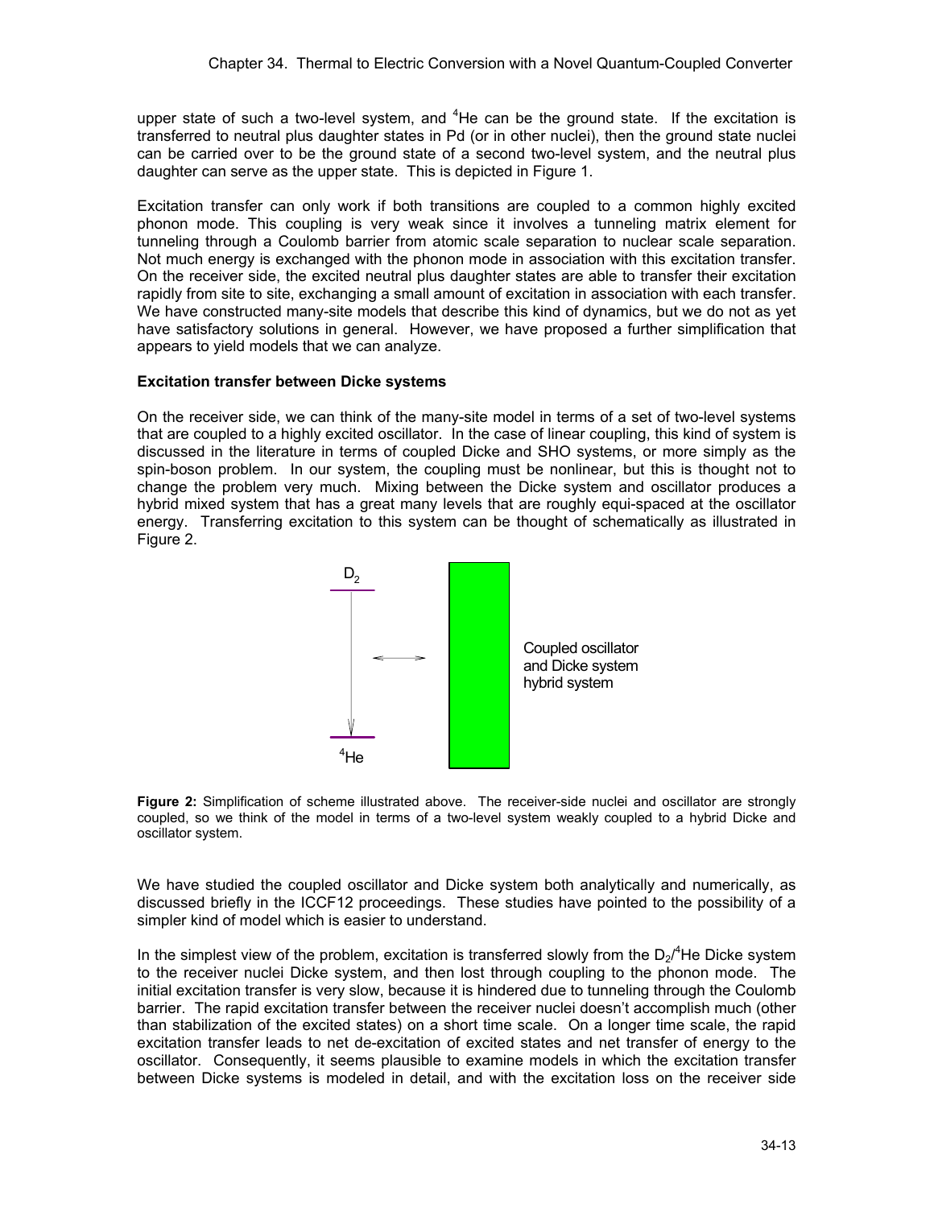upper state of such a two-level system, and $^4He$ can be the ground state. If the excitation is transferred to neutral plus daughter states in Pd (or in other nuclei), then the ground state nuclei can be carried over to be the ground state of a second two-level system, and the neutral plus daughter can serve as the upper state. This is depicted in Figure 1.

Excitation transfer can only work if both transitions are coupled to a common highly excited phonon mode. This coupling is very weak since it involves a tunneling matrix element for tunneling through a Coulomb barrier from atomic scale separation to nuclear scale separation. Not much energy is exchanged with the phonon mode in association with this excitation transfer. On the receiver side, the excited neutral plus daughter states are able to transfer their excitation rapidly from site to site, exchanging a small amount of excitation in association with each transfer. We have constructed many-site models that describe this kind of dynamics, but we do not as yet have satisfactory solutions in general. However, we have proposed a further simplification that appears to yield models that we can analyze.

**Excitation transfer between Dicke systems**

On the receiver side, we can think of the many-site model in terms of a set of two-level systems that are coupled to a highly excited oscillator. In the case of linear coupling, this kind of system is discussed in the literature in terms of coupled Dicke and SHO systems, or more simply as the spin-boson problem. In our system, the coupling must be nonlinear, but this is thought not to change the problem very much. Mixing between the Dicke system and oscillator produces a hybrid mixed system that has a great many levels that are roughly equi-spaced at the oscillator energy. Transferring excitation to this system can be thought of schematically as illustrated in Figure 2.

$D_2$

$^4He$

Coupled oscillator and Dicke system hybrid system

**Figure 2:** Simplification of scheme illustrated above. The receiver-side nuclei and oscillator are strongly coupled, so we think of the model in terms of a two-level system weakly coupled to a hybrid Dicke and oscillator system.

We have studied the coupled oscillator and Dicke system both analytically and numerically, as discussed briefly in the ICCF12 proceedings. These studies have pointed to the possibility of a simpler kind of model which is easier to understand.

In the simplest view of the problem, excitation is transferred slowly from the $D_2/^4He$ Dicke system to the receiver nuclei Dicke system, and then lost through coupling to the phonon mode. The initial excitation transfer is very slow, because it is hindered due to tunneling through the Coulomb barrier. The rapid excitation transfer between the receiver nuclei doesn't accomplish much (other than stabilization of the excited states) on a short time scale. On a longer time scale, the rapid excitation transfer leads to net de-excitation of excited states and net transfer of energy to the oscillator. Consequently, it seems plausible to examine models in which the excitation transfer between Dicke systems is modeled in detail, and with the excitation loss on the receiver side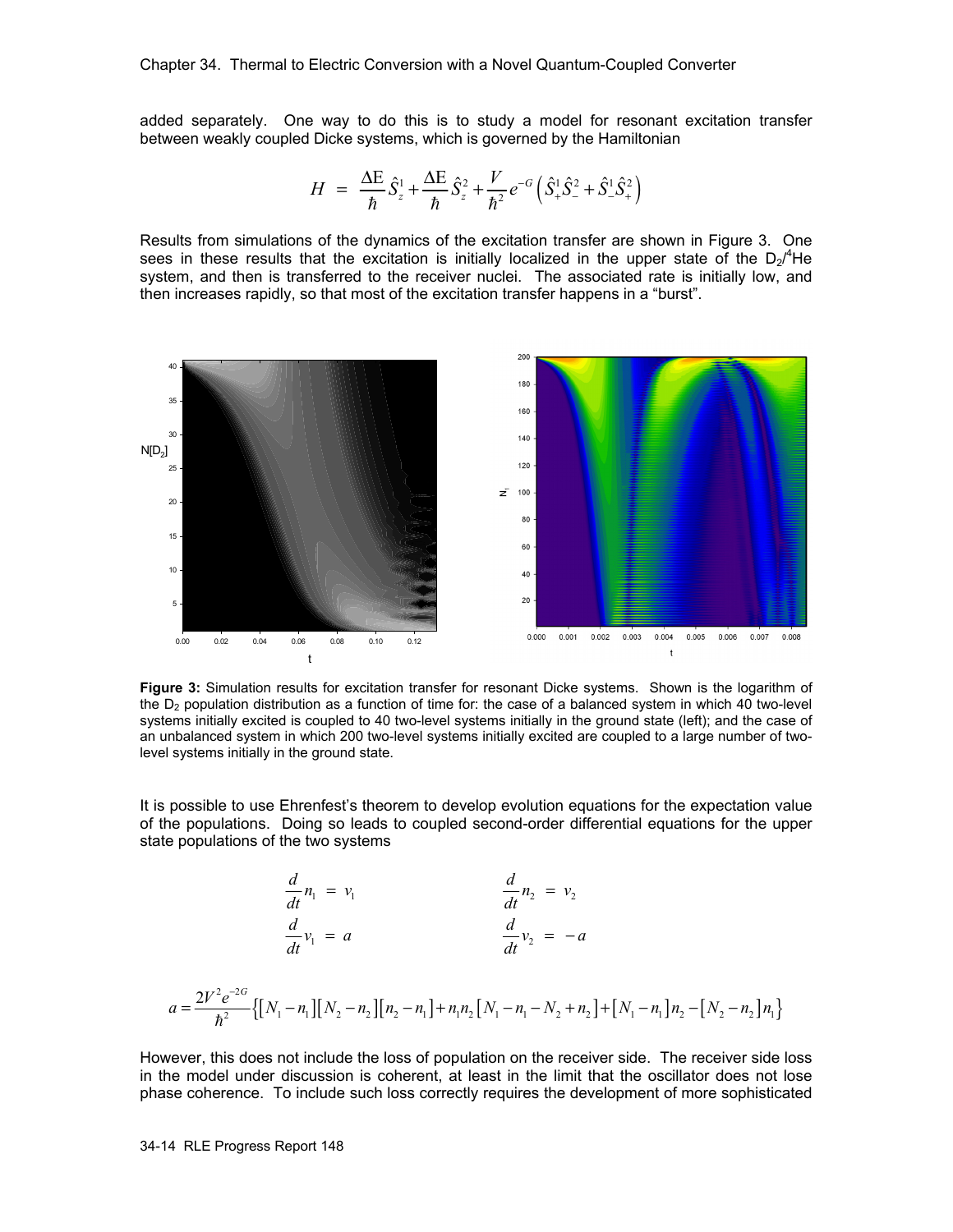added separately. One way to do this is to study a model for resonant excitation transfer between weakly coupled Dicke systems, which is governed by the Hamiltonian

$$H = \frac{\Delta E}{\hbar}\hat{S}_z^1 + \frac{\Delta E}{\hbar}\hat{S}_z^2 + \frac{V}{\hbar^2}e^{-G}\left(\hat{S}_+^1\hat{S}_-^2 + \hat{S}_-^1\hat{S}_+^2\right)$$

Results from simulations of the dynamics of the excitation transfer are shown in Figure 3. One sees in these results that the excitation is initially localized in the upper state of the $D_2/^4He$ system, and then is transferred to the receiver nuclei. The associated rate is initially low, and then increases rapidly, so that most of the excitation transfer happens in a "burst".

**Figure 3:** Simulation results for excitation transfer for resonant Dicke systems. Shown is the logarithm of the $D_2$ population distribution as a function of time for: the case of a balanced system in which 40 two-level systems initially excited is coupled to 40 two-level systems initially in the ground state (left); and the case of an unbalanced system in which 200 two-level systems initially excited are coupled to a large number of two-level systems initially in the ground state.

It is possible to use Ehrenfest's theorem to develop evolution equations for the expectation value of the populations. Doing so leads to coupled second-order differential equations for the upper state populations of the two systems

$$\frac{d}{dt}n_1 = v_1 \qquad \frac{d}{dt}n_2 = v_2$$

$$\frac{d}{dt}v_1 = a \qquad \frac{d}{dt}v_2 = -a$$

$$a = \frac{2V^2e^{-2G}}{\hbar^2}\left\{[N_1 - n_1][N_2 - n_2][n_2 - n_1] + n_1 n_2[N_1 - n_1 - N_2 + n_2] + [N_1 - n_1]n_2 - [N_2 - n_2]n_1\right\}$$

However, this does not include the loss of population on the receiver side. The receiver side loss in the model under discussion is coherent, at least in the limit that the oscillator does not lose phase coherence. To include such loss correctly requires the development of more sophisticated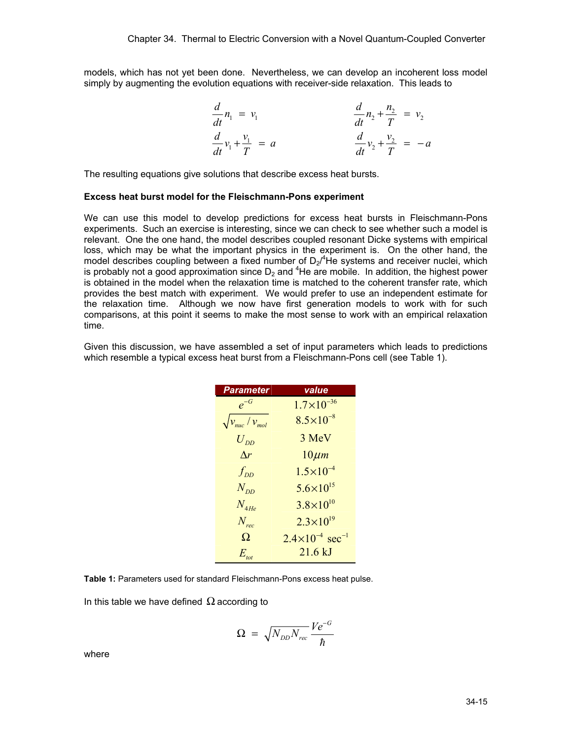models, which has not yet been done. Nevertheless, we can develop an incoherent loss model simply by augmenting the evolution equations with receiver-side relaxation. This leads to

$$
\frac{d}{dt}n_1 = v_1 \qquad\qquad \frac{d}{dt}n_2 + \frac{n_2}{T} = v_2
$$

$$
\frac{d}{dt}v_1 + \frac{v_1}{T} = a \qquad\qquad \frac{d}{dt}v_2 + \frac{v_2}{T} = -a
$$

The resulting equations give solutions that describe excess heat bursts.

**Excess heat burst model for the Fleischmann-Pons experiment**

We can use this model to develop predictions for excess heat bursts in Fleischmann-Pons experiments. Such an exercise is interesting, since we can check to see whether such a model is relevant. One the one hand, the model describes coupled resonant Dicke systems with empirical loss, which may be what the important physics in the experiment is. On the other hand, the model describes coupling between a fixed number of $D_2$/$^4$He systems and receiver nuclei, which is probably not a good approximation since $D_2$ and $^4$He are mobile. In addition, the highest power is obtained in the model when the relaxation time is matched to the coherent transfer rate, which provides the best match with experiment. We would prefer to use an independent estimate for the relaxation time. Although we now have first generation models to work with for such comparisons, at this point it seems to make the most sense to work with an empirical relaxation time.

Given this discussion, we have assembled a set of input parameters which leads to predictions which resemble a typical excess heat burst from a Fleischmann-Pons cell (see Table 1).

| *Parameter* | *value* |
| --- | --- |
| $e^{-G}$ | $1.7\times10^{-36}$ |
| $\sqrt{v_{nuc}/v_{mol}}$ | $8.5\times10^{-8}$ |
| $U_{DD}$ | 3 MeV |
| $\Delta r$ | $10\mu m$ |
| $f_{DD}$ | $1.5\times10^{-4}$ |
| $N_{DD}$ | $5.6\times10^{15}$ |
| $N_{4He}$ | $3.8\times10^{10}$ |
| $N_{rec}$ | $2.3\times10^{19}$ |
| $\Omega$ | $2.4\times10^{-4}$ sec$^{-1}$ |
| $E_{tot}$ | 21.6 kJ |

**Table 1:** Parameters used for standard Fleischmann-Pons excess heat pulse.

In this table we have defined $\Omega$ according to

$$
\Omega = \sqrt{N_{DD}N_{rec}}\frac{Ve^{-G}}{\hbar}
$$

where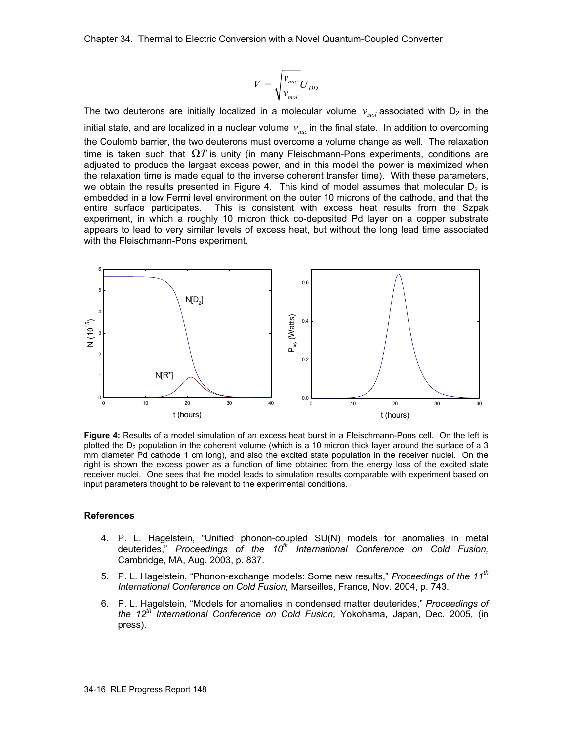$$V = \sqrt{\frac{v_{nuc}}{v_{mol}}} U_{DD}$$

The two deuterons are initially localized in a molecular volume $v_{mol}$ associated with $D_2$ in the initial state, and are localized in a nuclear volume $v_{nuc}$ in the final state. In addition to overcoming the Coulomb barrier, the two deuterons must overcome a volume change as well. The relaxation time is taken such that $\Omega T$ is unity (in many Fleischmann-Pons experiments, conditions are adjusted to produce the largest excess power, and in this model the power is maximized when the relaxation time is made equal to the inverse coherent transfer time). With these parameters, we obtain the results presented in Figure 4. This kind of model assumes that molecular $D_2$ is embedded in a low Fermi level environment on the outer 10 microns of the cathode, and that the entire surface participates. This is consistent with excess heat results from the Szpak experiment, in which a roughly 10 micron thick co-deposited Pd layer on a copper substrate appears to lead to very similar levels of excess heat, but without the long lead time associated with the Fleischmann-Pons experiment.

**Figure 4:** Results of a model simulation of an excess heat burst in a Fleischmann-Pons cell. On the left is plotted the $D_2$ population in the coherent volume (which is a 10 micron thick layer around the surface of a 3 mm diameter Pd cathode 1 cm long), and also the excited state population in the receiver nuclei. On the right is shown the excess power as a function of time obtained from the energy loss of the excited state receiver nuclei. One sees that the model leads to simulation results comparable with experiment based on input parameters thought to be relevant to the experimental conditions.

### References

4. P. L. Hagelstein, "Unified phonon-coupled SU(N) models for anomalies in metal deuterides," *Proceedings of the 10th International Conference on Cold Fusion,* Cambridge, MA, Aug. 2003, p. 837.
5. P. L. Hagelstein, "Phonon-exchange models: Some new results," *Proceedings of the 11th International Conference on Cold Fusion,* Marseilles, France, Nov. 2004, p. 743.
6. P. L. Hagelstein, "Models for anomalies in condensed matter deuterides," *Proceedings of the 12th International Conference on Cold Fusion,* Yokohama, Japan, Dec. 2005, (in press).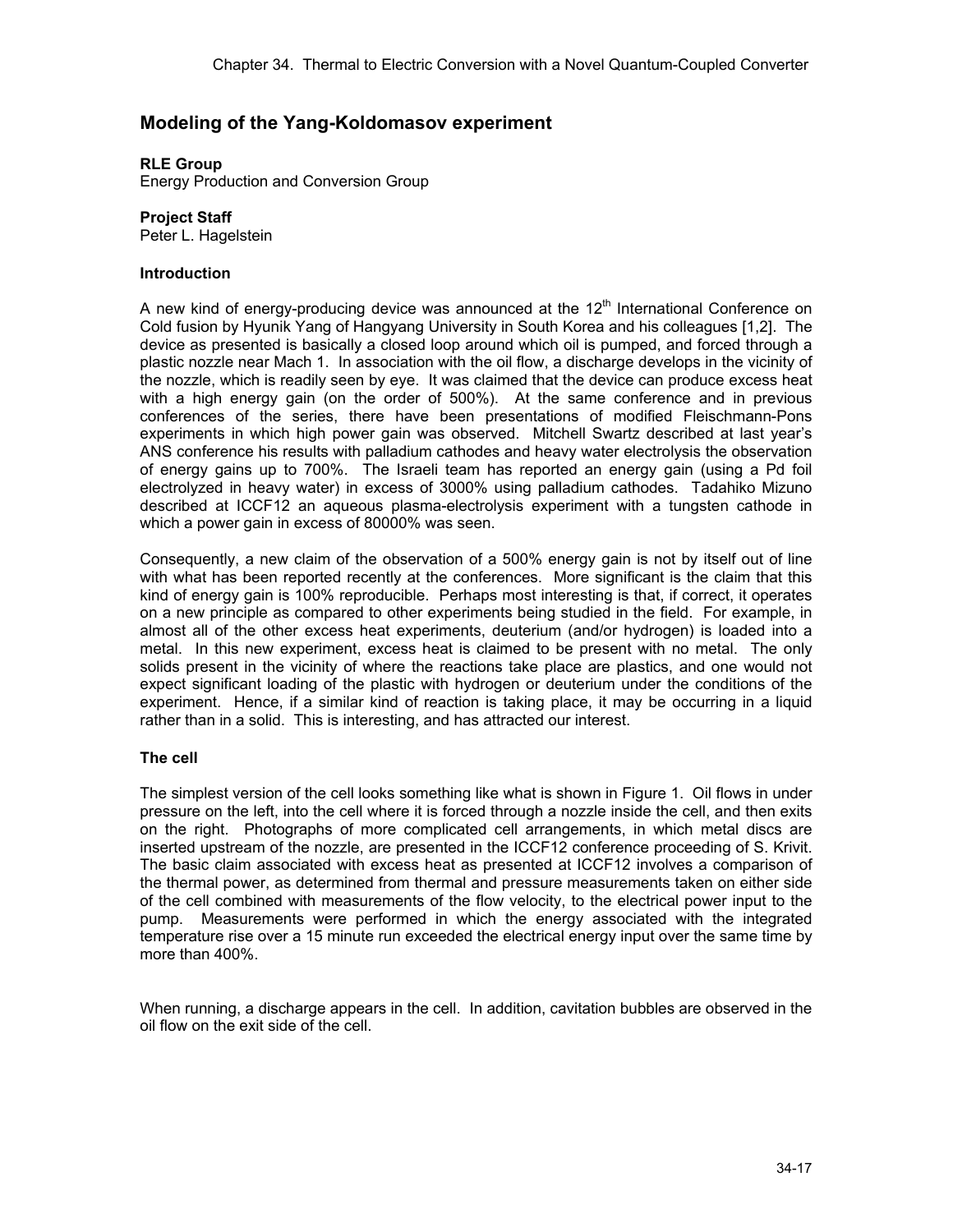## Modeling of the Yang-Koldomasov experiment

**RLE Group**
Energy Production and Conversion Group

**Project Staff**
Peter L. Hagelstein

### Introduction

A new kind of energy-producing device was announced at the 12th International Conference on Cold fusion by Hyunik Yang of Hangyang University in South Korea and his colleagues [1,2]. The device as presented is basically a closed loop around which oil is pumped, and forced through a plastic nozzle near Mach 1. In association with the oil flow, a discharge develops in the vicinity of the nozzle, which is readily seen by eye. It was claimed that the device can produce excess heat with a high energy gain (on the order of 500%). At the same conference and in previous conferences of the series, there have been presentations of modified Fleischmann-Pons experiments in which high power gain was observed. Mitchell Swartz described at last year's ANS conference his results with palladium cathodes and heavy water electrolysis the observation of energy gains up to 700%. The Israeli team has reported an energy gain (using a Pd foil electrolyzed in heavy water) in excess of 3000% using palladium cathodes. Tadahiko Mizuno described at ICCF12 an aqueous plasma-electrolysis experiment with a tungsten cathode in which a power gain in excess of 80000% was seen.

Consequently, a new claim of the observation of a 500% energy gain is not by itself out of line with what has been reported recently at the conferences. More significant is the claim that this kind of energy gain is 100% reproducible. Perhaps most interesting is that, if correct, it operates on a new principle as compared to other experiments being studied in the field. For example, in almost all of the other excess heat experiments, deuterium (and/or hydrogen) is loaded into a metal. In this new experiment, excess heat is claimed to be present with no metal. The only solids present in the vicinity of where the reactions take place are plastics, and one would not expect significant loading of the plastic with hydrogen or deuterium under the conditions of the experiment. Hence, if a similar kind of reaction is taking place, it may be occurring in a liquid rather than in a solid. This is interesting, and has attracted our interest.

### The cell

The simplest version of the cell looks something like what is shown in Figure 1. Oil flows in under pressure on the left, into the cell where it is forced through a nozzle inside the cell, and then exits on the right. Photographs of more complicated cell arrangements, in which metal discs are inserted upstream of the nozzle, are presented in the ICCF12 conference proceeding of S. Krivit. The basic claim associated with excess heat as presented at ICCF12 involves a comparison of the thermal power, as determined from thermal and pressure measurements taken on either side of the cell combined with measurements of the flow velocity, to the electrical power input to the pump. Measurements were performed in which the energy associated with the integrated temperature rise over a 15 minute run exceeded the electrical energy input over the same time by more than 400%.

When running, a discharge appears in the cell. In addition, cavitation bubbles are observed in the oil flow on the exit side of the cell.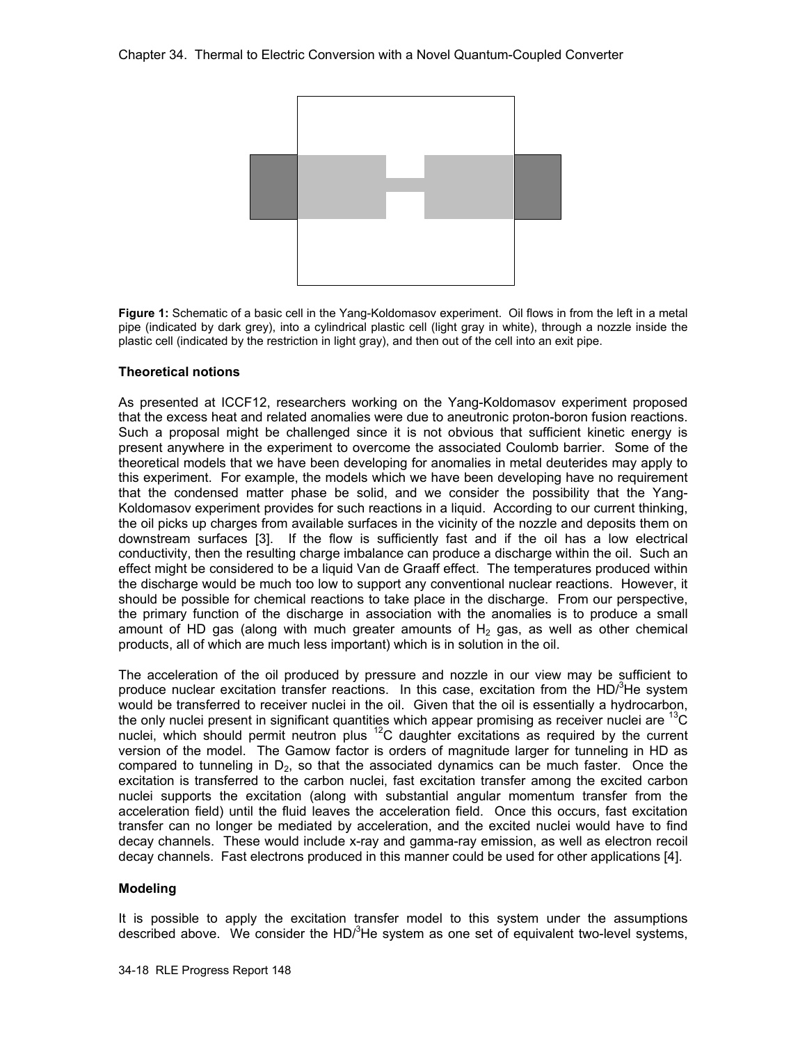**Figure 1:** Schematic of a basic cell in the Yang-Koldomasov experiment. Oil flows in from the left in a metal pipe (indicated by dark grey), into a cylindrical plastic cell (light gray in white), through a nozzle inside the plastic cell (indicated by the restriction in light gray), and then out of the cell into an exit pipe.

### Theoretical notions

As presented at ICCF12, researchers working on the Yang-Koldomasov experiment proposed that the excess heat and related anomalies were due to aneutronic proton-boron fusion reactions. Such a proposal might be challenged since it is not obvious that sufficient kinetic energy is present anywhere in the experiment to overcome the associated Coulomb barrier. Some of the theoretical models that we have been developing for anomalies in metal deuterides may apply to this experiment. For example, the models which we have been developing have no requirement that the condensed matter phase be solid, and we consider the possibility that the Yang-Koldomasov experiment provides for such reactions in a liquid. According to our current thinking, the oil picks up charges from available surfaces in the vicinity of the nozzle and deposits them on downstream surfaces [3]. If the flow is sufficiently fast and if the oil has a low electrical conductivity, then the resulting charge imbalance can produce a discharge within the oil. Such an effect might be considered to be a liquid Van de Graaff effect. The temperatures produced within the discharge would be much too low to support any conventional nuclear reactions. However, it should be possible for chemical reactions to take place in the discharge. From our perspective, the primary function of the discharge in association with the anomalies is to produce a small amount of HD gas (along with much greater amounts of $H_2$ gas, as well as other chemical products, all of which are much less important) which is in solution in the oil.

The acceleration of the oil produced by pressure and nozzle in our view may be sufficient to produce nuclear excitation transfer reactions. In this case, excitation from the HD/$^3$He system would be transferred to receiver nuclei in the oil. Given that the oil is essentially a hydrocarbon, the only nuclei present in significant quantities which appear promising as receiver nuclei are $^{13}$C nuclei, which should permit neutron plus $^{12}$C daughter excitations as required by the current version of the model. The Gamow factor is orders of magnitude larger for tunneling in HD as compared to tunneling in $D_2$, so that the associated dynamics can be much faster. Once the excitation is transferred to the carbon nuclei, fast excitation transfer among the excited carbon nuclei supports the excitation (along with substantial angular momentum transfer from the acceleration field) until the fluid leaves the acceleration field. Once this occurs, fast excitation transfer can no longer be mediated by acceleration, and the excited nuclei would have to find decay channels. These would include x-ray and gamma-ray emission, as well as electron recoil decay channels. Fast electrons produced in this manner could be used for other applications [4].

### Modeling

It is possible to apply the excitation transfer model to this system under the assumptions described above. We consider the HD/$^3$He system as one set of equivalent two-level systems,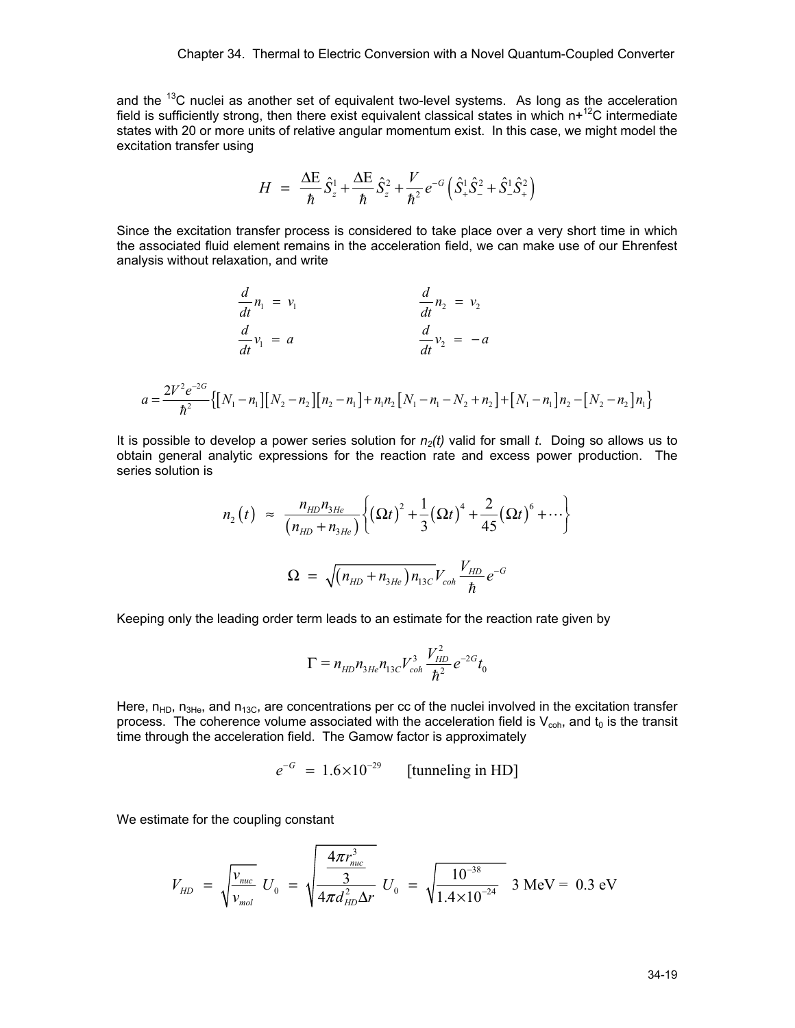and the $^{13}C$ nuclei as another set of equivalent two-level systems. As long as the acceleration field is sufficiently strong, then there exist equivalent classical states in which n+$^{12}C$ intermediate states with 20 or more units of relative angular momentum exist. In this case, we might model the excitation transfer using

$$H = \frac{\Delta \text{E}}{\hbar}\hat{S}_z^1 + \frac{\Delta \text{E}}{\hbar}\hat{S}_z^2 + \frac{V}{\hbar^2}e^{-G}\left(\hat{S}_+^1\hat{S}_-^2 + \hat{S}_-^1\hat{S}_+^2\right)$$

Since the excitation transfer process is considered to take place over a very short time in which the associated fluid element remains in the acceleration field, we can make use of our Ehrenfest analysis without relaxation, and write

$$\frac{d}{dt}n_1 = v_1 \qquad\qquad \frac{d}{dt}n_2 = v_2$$

$$\frac{d}{dt}v_1 = a \qquad\qquad \frac{d}{dt}v_2 = -a$$

$$a = \frac{2V^2e^{-2G}}{\hbar^2}\left\{[N_1 - n_1][N_2 - n_2][n_2 - n_1] + n_1 n_2[N_1 - n_1 - N_2 + n_2] + [N_1 - n_1]n_2 - [N_2 - n_2]n_1\right\}$$

It is possible to develop a power series solution for $n_2(t)$ valid for small $t$. Doing so allows us to obtain general analytic expressions for the reaction rate and excess power production. The series solution is

$$n_2(t) \approx \frac{n_{HD}n_{3He}}{(n_{HD} + n_{3He})}\left\{(\Omega t)^2 + \frac{1}{3}(\Omega t)^4 + \frac{2}{45}(\Omega t)^6 + \cdots\right\}$$

$$\Omega = \sqrt{(n_{HD} + n_{3He})n_{13C}}V_{coh}\frac{V_{HD}}{\hbar}e^{-G}$$

Keeping only the leading order term leads to an estimate for the reaction rate given by

$$\Gamma = n_{HD}n_{3He}n_{13C}V_{coh}^3\frac{V_{HD}^2}{\hbar^2}e^{-2G}t_0$$

Here, $n_{HD}$, $n_{3He}$, and $n_{13C}$, are concentrations per cc of the nuclei involved in the excitation transfer process. The coherence volume associated with the acceleration field is $V_{coh}$, and $t_0$ is the transit time through the acceleration field. The Gamow factor is approximately

$$e^{-G} = 1.6\times10^{-29} \qquad \text{[tunneling in HD]}$$

We estimate for the coupling constant

$$V_{HD} = \sqrt{\frac{v_{nuc}}{v_{mol}}}\,U_0 = \sqrt{\frac{\frac{4\pi r_{nuc}^3}{3}}{4\pi d_{HD}^2\Delta r}}\,U_0 = \sqrt{\frac{10^{-38}}{1.4\times10^{-24}}}\;3\text{ MeV} = 0.3\text{ eV}$$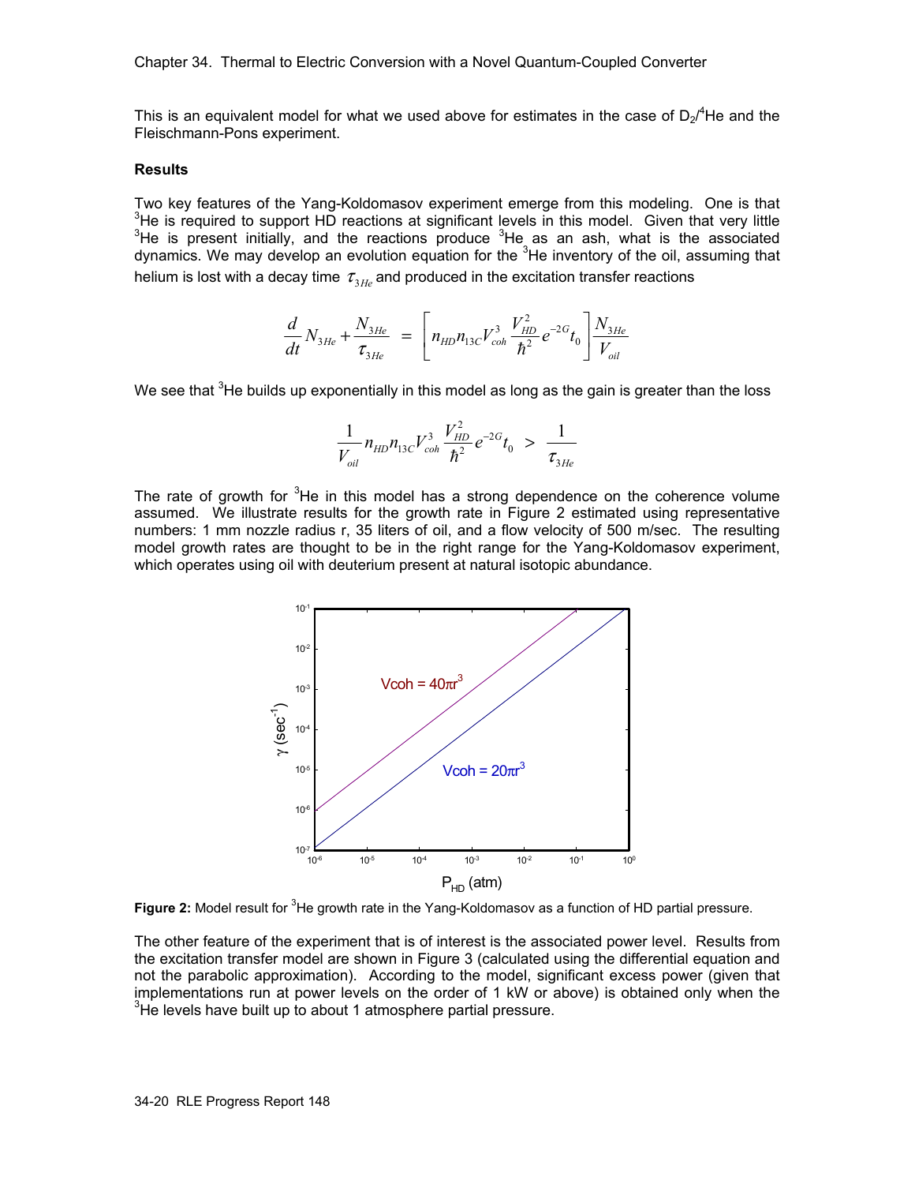This is an equivalent model for what we used above for estimates in the case of $D_2/^4He$ and the Fleischmann-Pons experiment.

**Results**

Two key features of the Yang-Koldomasov experiment emerge from this modeling. One is that $^3He$ is required to support HD reactions at significant levels in this model. Given that very little $^3He$ is present initially, and the reactions produce $^3He$ as an ash, what is the associated dynamics. We may develop an evolution equation for the $^3He$ inventory of the oil, assuming that helium is lost with a decay time $\tau_{3He}$ and produced in the excitation transfer reactions

$$\frac{d}{dt}N_{3He} + \frac{N_{3He}}{\tau_{3He}} = \left[ n_{HD} n_{13C} V_{coh}^3 \frac{V_{HD}^2}{\hbar^2} e^{-2G} t_0 \right] \frac{N_{3He}}{V_{oil}}$$

We see that $^3He$ builds up exponentially in this model as long as the gain is greater than the loss

$$\frac{1}{V_{oil}} n_{HD} n_{13C} V_{coh}^3 \frac{V_{HD}^2}{\hbar^2} e^{-2G} t_0 > \frac{1}{\tau_{3He}}$$

The rate of growth for $^3He$ in this model has a strong dependence on the coherence volume assumed. We illustrate results for the growth rate in Figure 2 estimated using representative numbers: 1 mm nozzle radius r, 35 liters of oil, and a flow velocity of 500 m/sec. The resulting model growth rates are thought to be in the right range for the Yang-Koldomasov experiment, which operates using oil with deuterium present at natural isotopic abundance.

**Figure 2:** Model result for $^3He$ growth rate in the Yang-Koldomasov as a function of HD partial pressure.

The other feature of the experiment that is of interest is the associated power level. Results from the excitation transfer model are shown in Figure 3 (calculated using the differential equation and not the parabolic approximation). According to the model, significant excess power (given that implementations run at power levels on the order of 1 kW or above) is obtained only when the $^3He$ levels have built up to about 1 atmosphere partial pressure.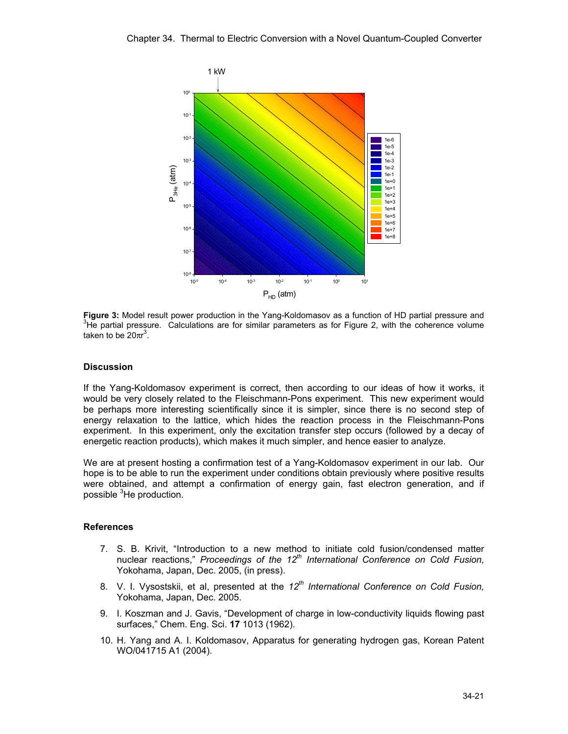1 kW

$P_{3He}$ (atm)

$10^0$

$10^{-1}$

$10^{-2}$

$10^{-3}$

$10^{-4}$

$10^{-5}$

$10^{-6}$

$10^{-7}$

$10^{-8}$

$10^{-5}$ $10^{-4}$ $10^{-3}$ $10^{-2}$ $10^{-1}$ $10^0$ $10^1$

$P_{HD}$ (atm)

1e-6
1e-5
1e-4
1e-3
1e-2
1e-1
1e+0
1e+1
1e+2
1e+3
1e+4
1e+5
1e+6
1e+7
1e+8

**Figure 3:** Model result power production in the Yang-Koldomasov as a function of HD partial pressure and $^3$He partial pressure. Calculations are for similar parameters as for Figure 2, with the coherence volume taken to be $20\pi r^3$.

### Discussion

If the Yang-Koldomasov experiment is correct, then according to our ideas of how it works, it would be very closely related to the Fleischmann-Pons experiment. This new experiment would be perhaps more interesting scientifically since it is simpler, since there is no second step of energy relaxation to the lattice, which hides the reaction process in the Fleischmann-Pons experiment. In this experiment, only the excitation transfer step occurs (followed by a decay of energetic reaction products), which makes it much simpler, and hence easier to analyze.

We are at present hosting a confirmation test of a Yang-Koldomasov experiment in our lab. Our hope is to be able to run the experiment under conditions obtain previously where positive results were obtained, and attempt a confirmation of energy gain, fast electron generation, and if possible $^3$He production.

### References

7. S. B. Krivit, “Introduction to a new method to initiate cold fusion/condensed matter nuclear reactions,” *Proceedings of the 12th International Conference on Cold Fusion,* Yokohama, Japan, Dec. 2005, (in press).
8. V. I. Vysostskii, et al, presented at the *12th International Conference on Cold Fusion,* Yokohama, Japan, Dec. 2005.
9. I. Koszman and J. Gavis, “Development of charge in low-conductivity liquids flowing past surfaces,” Chem. Eng. Sci. **17** 1013 (1962).
10. H. Yang and A. I. Koldomasov, Apparatus for generating hydrogen gas, Korean Patent WO/041715 A1 (2004).